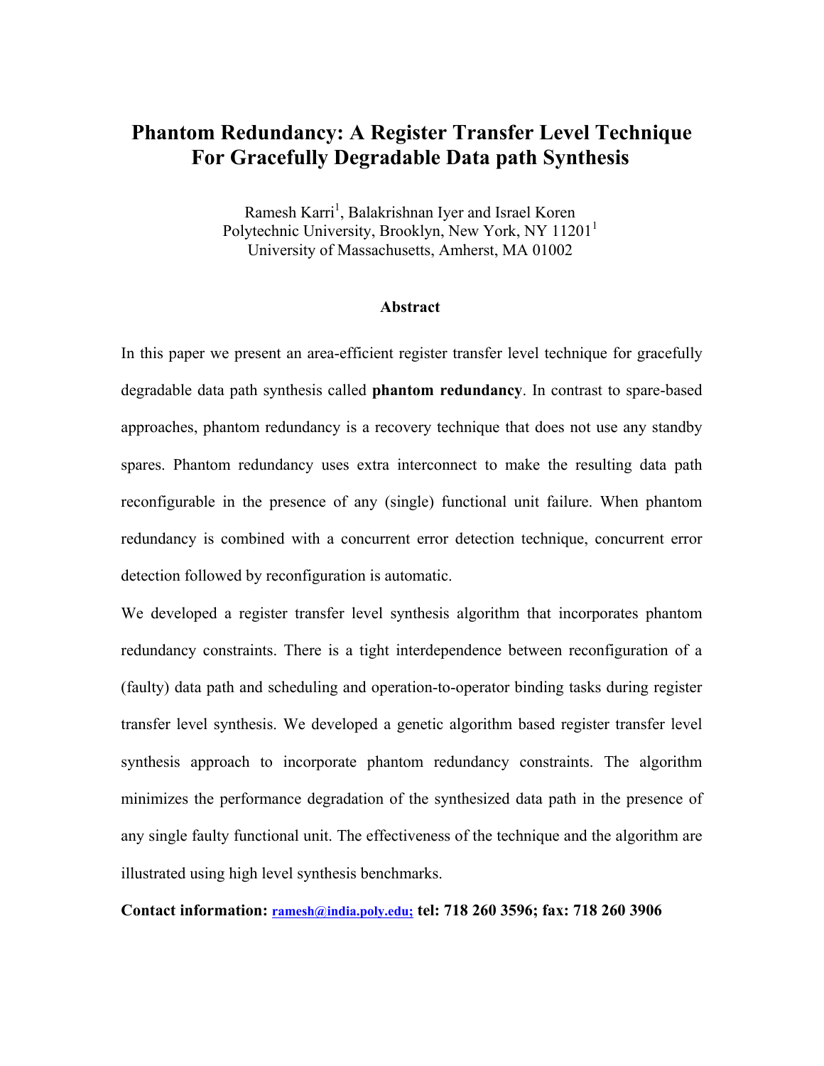# Phantom Redundancy: A Register Transfer Level Technique For Gracefully Degradable Data path Synthesis

Ramesh Karri[1], Balakrishnan Iyer and Israel Koren
Polytechnic University, Brooklyn, New York, NY 11201[1]
University of Massachusetts, Amherst, MA 01002

## Abstract

In this paper we present an area-efficient register transfer level technique for gracefully degradable data path synthesis called **phantom redundancy**. In contrast to spare-based approaches, phantom redundancy is a recovery technique that does not use any standby spares. Phantom redundancy uses extra interconnect to make the resulting data path reconfigurable in the presence of any (single) functional unit failure. When phantom redundancy is combined with a concurrent error detection technique, concurrent error detection followed by reconfiguration is automatic.

We developed a register transfer level synthesis algorithm that incorporates phantom redundancy constraints. There is a tight interdependence between reconfiguration of a (faulty) data path and scheduling and operation-to-operator binding tasks during register transfer level synthesis. We developed a genetic algorithm based register transfer level synthesis approach to incorporate phantom redundancy constraints. The algorithm minimizes the performance degradation of the synthesized data path in the presence of any single faulty functional unit. The effectiveness of the technique and the algorithm are illustrated using high level synthesis benchmarks.

**Contact information:** ramesh@india.poly.edu; **tel: 718 260 3596; fax: 718 260 3906**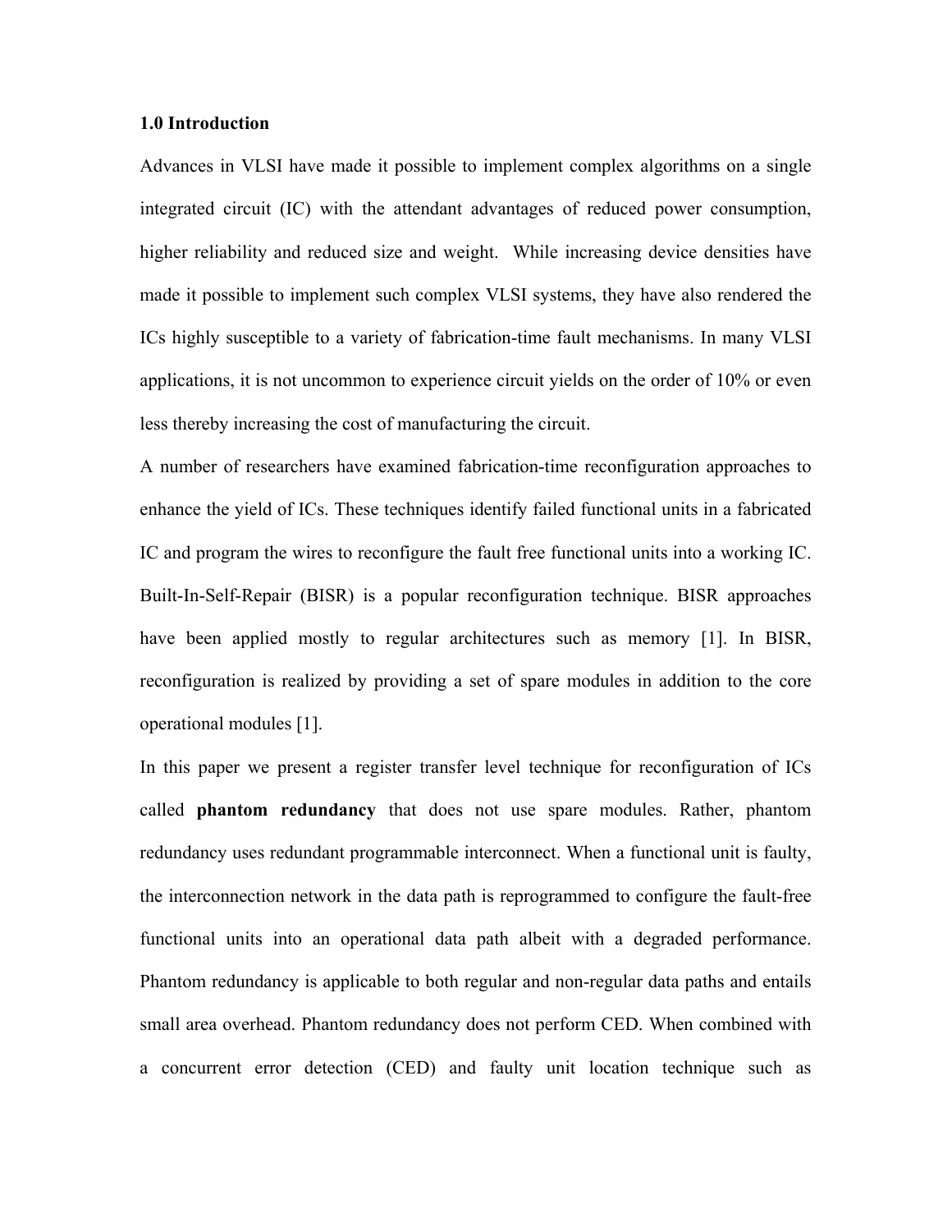## 1.0 Introduction

Advances in VLSI have made it possible to implement complex algorithms on a single integrated circuit (IC) with the attendant advantages of reduced power consumption, higher reliability and reduced size and weight. While increasing device densities have made it possible to implement such complex VLSI systems, they have also rendered the ICs highly susceptible to a variety of fabrication-time fault mechanisms. In many VLSI applications, it is not uncommon to experience circuit yields on the order of 10% or even less thereby increasing the cost of manufacturing the circuit.

A number of researchers have examined fabrication-time reconfiguration approaches to enhance the yield of ICs. These techniques identify failed functional units in a fabricated IC and program the wires to reconfigure the fault free functional units into a working IC. Built-In-Self-Repair (BISR) is a popular reconfiguration technique. BISR approaches have been applied mostly to regular architectures such as memory [1]. In BISR, reconfiguration is realized by providing a set of spare modules in addition to the core operational modules [1].

In this paper we present a register transfer level technique for reconfiguration of ICs called **phantom redundancy** that does not use spare modules. Rather, phantom redundancy uses redundant programmable interconnect. When a functional unit is faulty, the interconnection network in the data path is reprogrammed to configure the fault-free functional units into an operational data path albeit with a degraded performance. Phantom redundancy is applicable to both regular and non-regular data paths and entails small area overhead. Phantom redundancy does not perform CED. When combined with a concurrent error detection (CED) and faulty unit location technique such as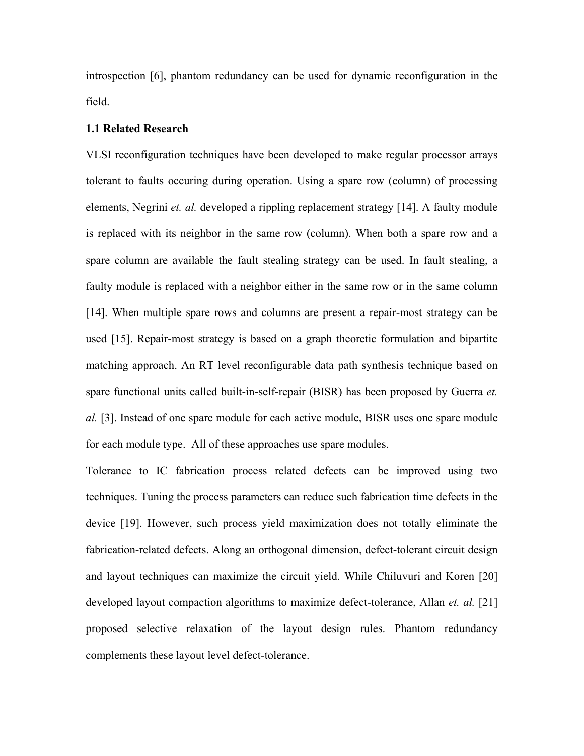introspection [6], phantom redundancy can be used for dynamic reconfiguration in the field.

### 1.1 Related Research

VLSI reconfiguration techniques have been developed to make regular processor arrays tolerant to faults occuring during operation. Using a spare row (column) of processing elements, Negrini *et. al.* developed a rippling replacement strategy [14]. A faulty module is replaced with its neighbor in the same row (column). When both a spare row and a spare column are available the fault stealing strategy can be used. In fault stealing, a faulty module is replaced with a neighbor either in the same row or in the same column [14]. When multiple spare rows and columns are present a repair-most strategy can be used [15]. Repair-most strategy is based on a graph theoretic formulation and bipartite matching approach. An RT level reconfigurable data path synthesis technique based on spare functional units called built-in-self-repair (BISR) has been proposed by Guerra *et. al.* [3]. Instead of one spare module for each active module, BISR uses one spare module for each module type. All of these approaches use spare modules.

Tolerance to IC fabrication process related defects can be improved using two techniques. Tuning the process parameters can reduce such fabrication time defects in the device [19]. However, such process yield maximization does not totally eliminate the fabrication-related defects. Along an orthogonal dimension, defect-tolerant circuit design and layout techniques can maximize the circuit yield. While Chiluvuri and Koren [20] developed layout compaction algorithms to maximize defect-tolerance, Allan *et. al.* [21] proposed selective relaxation of the layout design rules. Phantom redundancy complements these layout level defect-tolerance.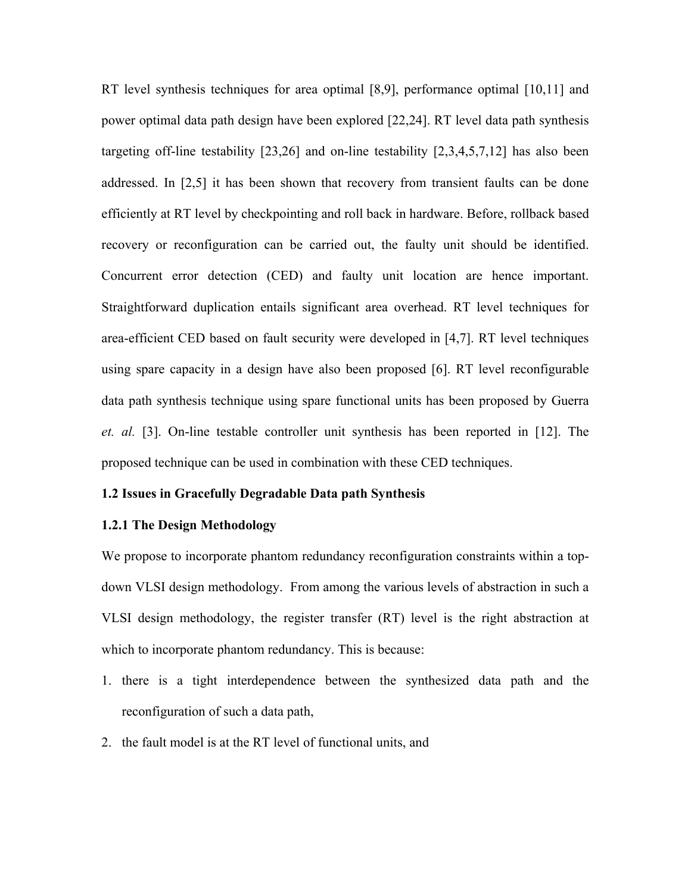RT level synthesis techniques for area optimal [8,9], performance optimal [10,11] and power optimal data path design have been explored [22,24]. RT level data path synthesis targeting off-line testability [23,26] and on-line testability [2,3,4,5,7,12] has also been addressed. In [2,5] it has been shown that recovery from transient faults can be done efficiently at RT level by checkpointing and roll back in hardware. Before, rollback based recovery or reconfiguration can be carried out, the faulty unit should be identified. Concurrent error detection (CED) and faulty unit location are hence important. Straightforward duplication entails significant area overhead. RT level techniques for area-efficient CED based on fault security were developed in [4,7]. RT level techniques using spare capacity in a design have also been proposed [6]. RT level reconfigurable data path synthesis technique using spare functional units has been proposed by Guerra *et. al.* [3]. On-line testable controller unit synthesis has been reported in [12]. The proposed technique can be used in combination with these CED techniques.

### 1.2 Issues in Gracefully Degradable Data path Synthesis

#### 1.2.1 The Design Methodology

We propose to incorporate phantom redundancy reconfiguration constraints within a top-down VLSI design methodology. From among the various levels of abstraction in such a VLSI design methodology, the register transfer (RT) level is the right abstraction at which to incorporate phantom redundancy. This is because:

1. there is a tight interdependence between the synthesized data path and the reconfiguration of such a data path,
2. the fault model is at the RT level of functional units, and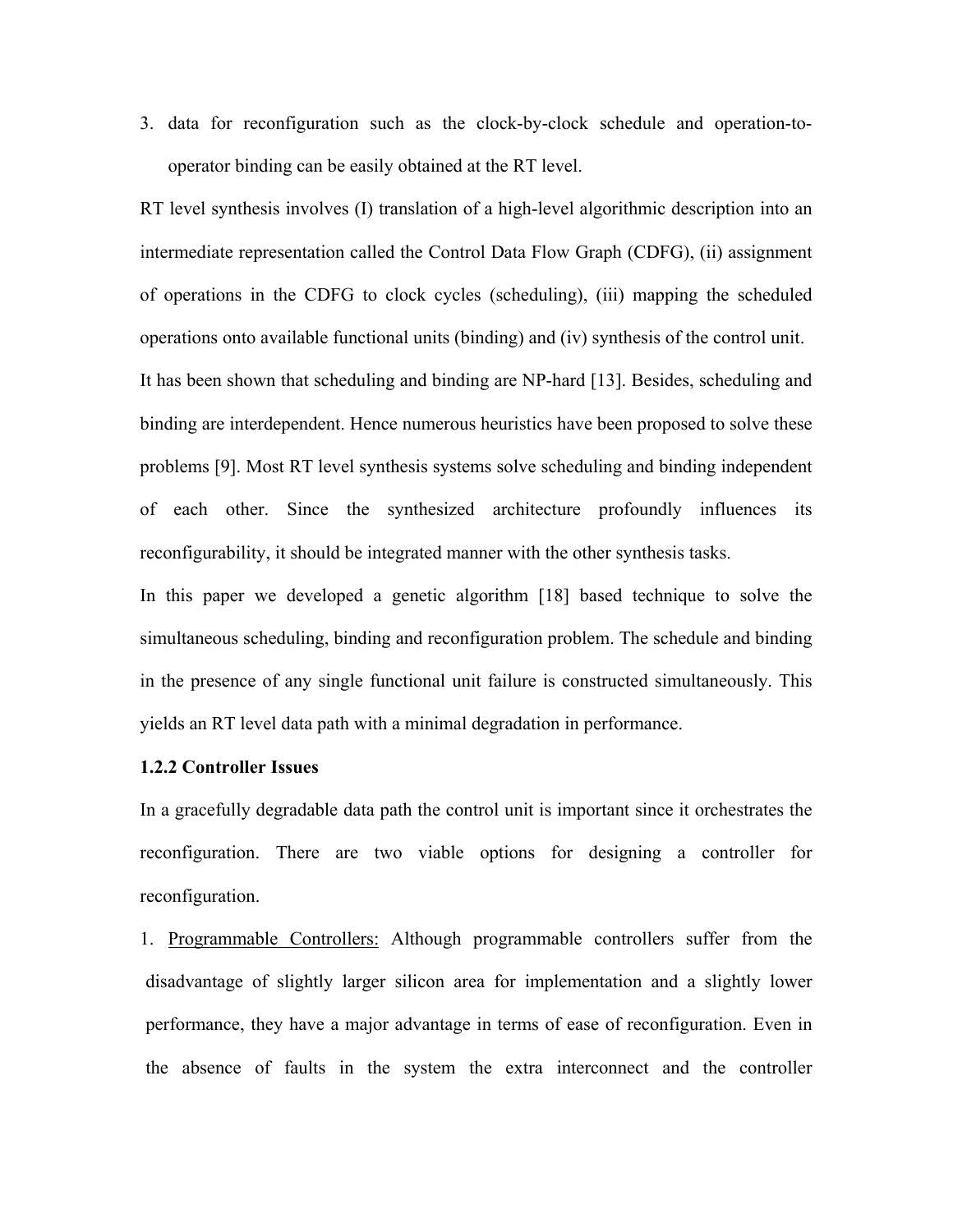3. data for reconfiguration such as the clock-by-clock schedule and operation-to-operator binding can be easily obtained at the RT level.

RT level synthesis involves (I) translation of a high-level algorithmic description into an intermediate representation called the Control Data Flow Graph (CDFG), (ii) assignment of operations in the CDFG to clock cycles (scheduling), (iii) mapping the scheduled operations onto available functional units (binding) and (iv) synthesis of the control unit. It has been shown that scheduling and binding are NP-hard [13]. Besides, scheduling and binding are interdependent. Hence numerous heuristics have been proposed to solve these problems [9]. Most RT level synthesis systems solve scheduling and binding independent of each other. Since the synthesized architecture profoundly influences its reconfigurability, it should be integrated manner with the other synthesis tasks.

In this paper we developed a genetic algorithm [18] based technique to solve the simultaneous scheduling, binding and reconfiguration problem. The schedule and binding in the presence of any single functional unit failure is constructed simultaneously. This yields an RT level data path with a minimal degradation in performance.

**1.2.2 Controller Issues**

In a gracefully degradable data path the control unit is important since it orchestrates the reconfiguration. There are two viable options for designing a controller for reconfiguration.

1. Programmable Controllers: Although programmable controllers suffer from the disadvantage of slightly larger silicon area for implementation and a slightly lower performance, they have a major advantage in terms of ease of reconfiguration. Even in the absence of faults in the system the extra interconnect and the controller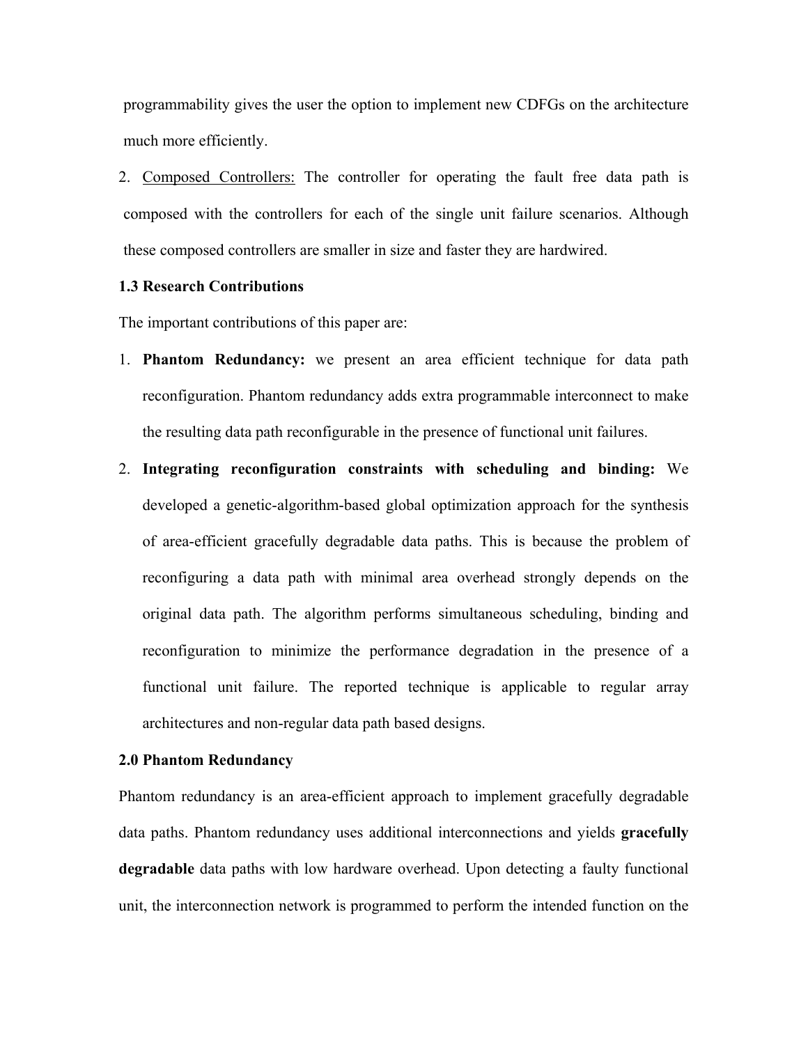programmability gives the user the option to implement new CDFGs on the architecture much more efficiently.

2. <u>Composed Controllers:</u> The controller for operating the fault free data path is composed with the controllers for each of the single unit failure scenarios. Although these composed controllers are smaller in size and faster they are hardwired.

### 1.3 Research Contributions

The important contributions of this paper are:

1. **Phantom Redundancy:** we present an area efficient technique for data path reconfiguration. Phantom redundancy adds extra programmable interconnect to make the resulting data path reconfigurable in the presence of functional unit failures.
2. **Integrating reconfiguration constraints with scheduling and binding:** We developed a genetic-algorithm-based global optimization approach for the synthesis of area-efficient gracefully degradable data paths. This is because the problem of reconfiguring a data path with minimal area overhead strongly depends on the original data path. The algorithm performs simultaneous scheduling, binding and reconfiguration to minimize the performance degradation in the presence of a functional unit failure. The reported technique is applicable to regular array architectures and non-regular data path based designs.

## 2.0 Phantom Redundancy

Phantom redundancy is an area-efficient approach to implement gracefully degradable data paths. Phantom redundancy uses additional interconnections and yields **gracefully degradable** data paths with low hardware overhead. Upon detecting a faulty functional unit, the interconnection network is programmed to perform the intended function on the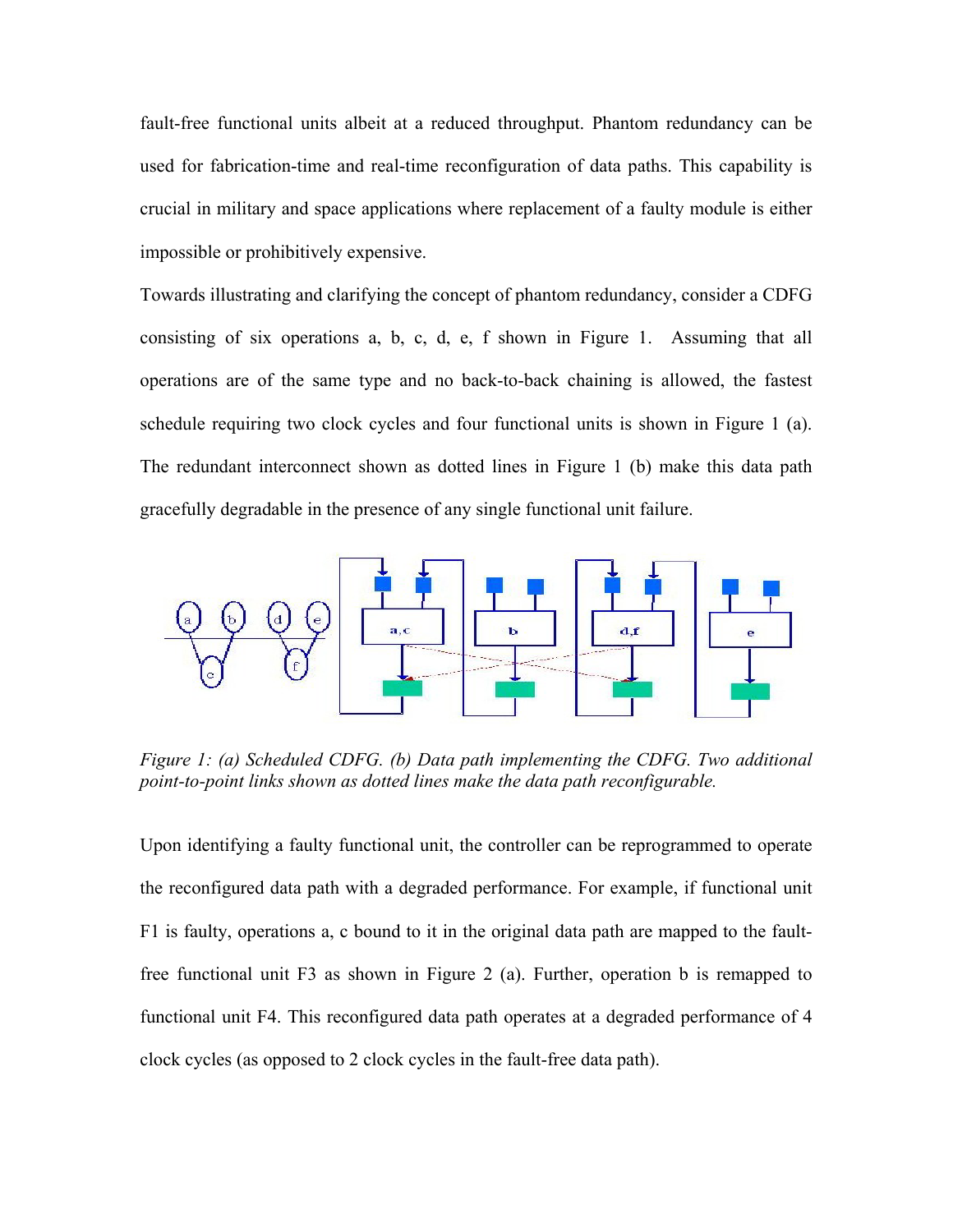fault-free functional units albeit at a reduced throughput. Phantom redundancy can be used for fabrication-time and real-time reconfiguration of data paths. This capability is crucial in military and space applications where replacement of a faulty module is either impossible or prohibitively expensive.

Towards illustrating and clarifying the concept of phantom redundancy, consider a CDFG consisting of six operations a, b, c, d, e, f shown in Figure 1. Assuming that all operations are of the same type and no back-to-back chaining is allowed, the fastest schedule requiring two clock cycles and four functional units is shown in Figure 1 (a). The redundant interconnect shown as dotted lines in Figure 1 (b) make this data path gracefully degradable in the presence of any single functional unit failure.

*Figure 1: (a) Scheduled CDFG. (b) Data path implementing the CDFG. Two additional point-to-point links shown as dotted lines make the data path reconfigurable.*

Upon identifying a faulty functional unit, the controller can be reprogrammed to operate the reconfigured data path with a degraded performance. For example, if functional unit F1 is faulty, operations a, c bound to it in the original data path are mapped to the fault-free functional unit F3 as shown in Figure 2 (a). Further, operation b is remapped to functional unit F4. This reconfigured data path operates at a degraded performance of 4 clock cycles (as opposed to 2 clock cycles in the fault-free data path).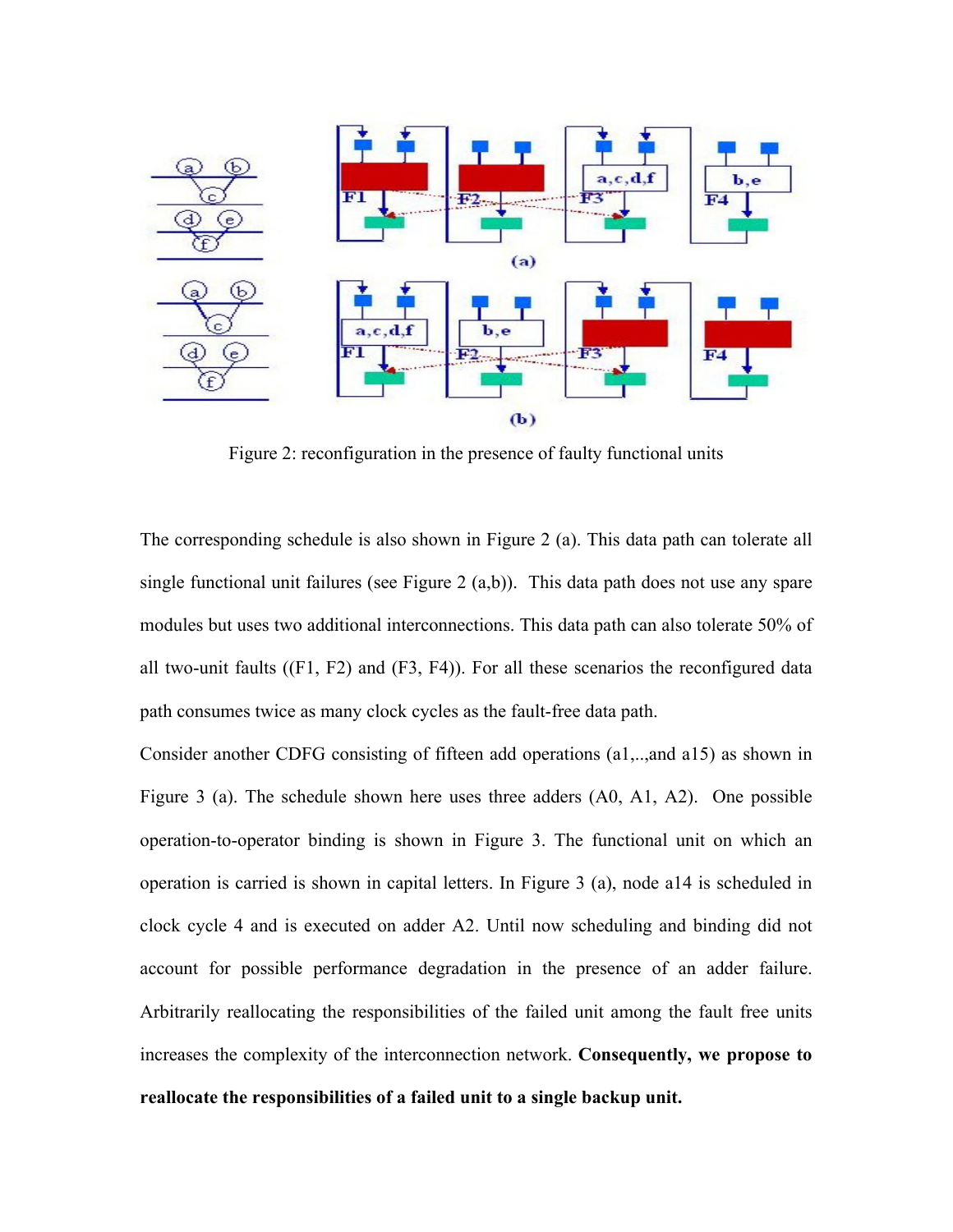Figure 2: reconfiguration in the presence of faulty functional units

The corresponding schedule is also shown in Figure 2 (a). This data path can tolerate all single functional unit failures (see Figure 2 (a,b)). This data path does not use any spare modules but uses two additional interconnections. This data path can also tolerate 50% of all two-unit faults ((F1, F2) and (F3, F4)). For all these scenarios the reconfigured data path consumes twice as many clock cycles as the fault-free data path.

Consider another CDFG consisting of fifteen add operations (a1,..,and a15) as shown in Figure 3 (a). The schedule shown here uses three adders (A0, A1, A2). One possible operation-to-operator binding is shown in Figure 3. The functional unit on which an operation is carried is shown in capital letters. In Figure 3 (a), node a14 is scheduled in clock cycle 4 and is executed on adder A2. Until now scheduling and binding did not account for possible performance degradation in the presence of an adder failure. Arbitrarily reallocating the responsibilities of the failed unit among the fault free units increases the complexity of the interconnection network. **Consequently, we propose to reallocate the responsibilities of a failed unit to a single backup unit.**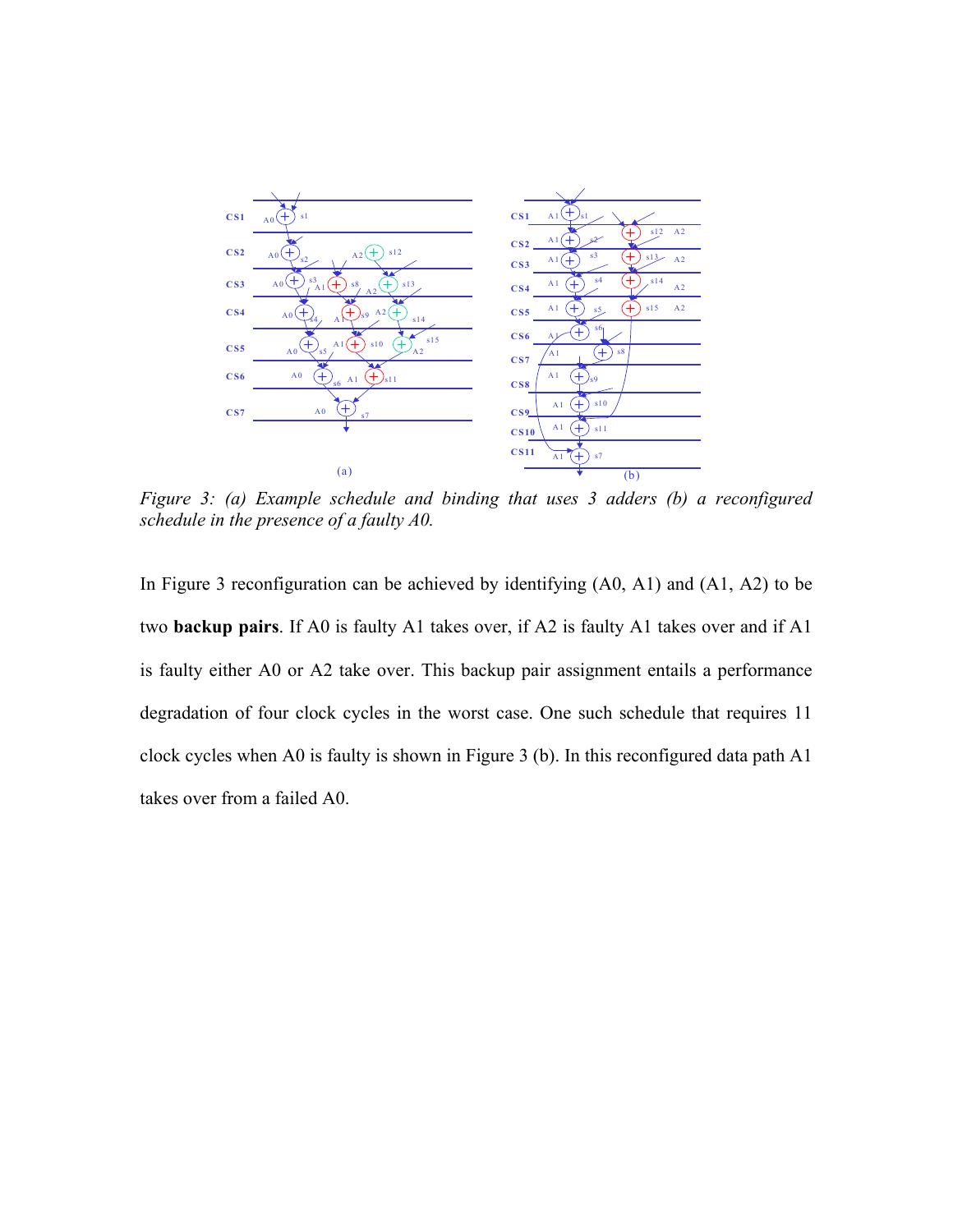*Figure 3: (a) Example schedule and binding that uses 3 adders (b) a reconfigured schedule in the presence of a faulty A0.*

In Figure 3 reconfiguration can be achieved by identifying (A0, A1) and (A1, A2) to be two **backup pairs**. If A0 is faulty A1 takes over, if A2 is faulty A1 takes over and if A1 is faulty either A0 or A2 take over. This backup pair assignment entails a performance degradation of four clock cycles in the worst case. One such schedule that requires 11 clock cycles when A0 is faulty is shown in Figure 3 (b). In this reconfigured data path A1 takes over from a failed A0.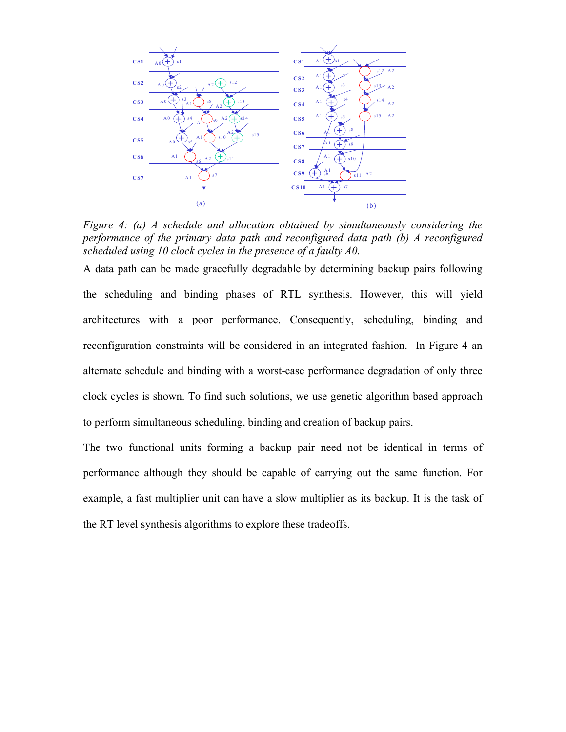*Figure 4: (a) A schedule and allocation obtained by simultaneously considering the performance of the primary data path and reconfigured data path (b) A reconfigured scheduled using 10 clock cycles in the presence of a faulty A0.*

A data path can be made gracefully degradable by determining backup pairs following the scheduling and binding phases of RTL synthesis. However, this will yield architectures with a poor performance. Consequently, scheduling, binding and reconfiguration constraints will be considered in an integrated fashion. In Figure 4 an alternate schedule and binding with a worst-case performance degradation of only three clock cycles is shown. To find such solutions, we use genetic algorithm based approach to perform simultaneous scheduling, binding and creation of backup pairs.

The two functional units forming a backup pair need not be identical in terms of performance although they should be capable of carrying out the same function. For example, a fast multiplier unit can have a slow multiplier as its backup. It is the task of the RT level synthesis algorithms to explore these tradeoffs.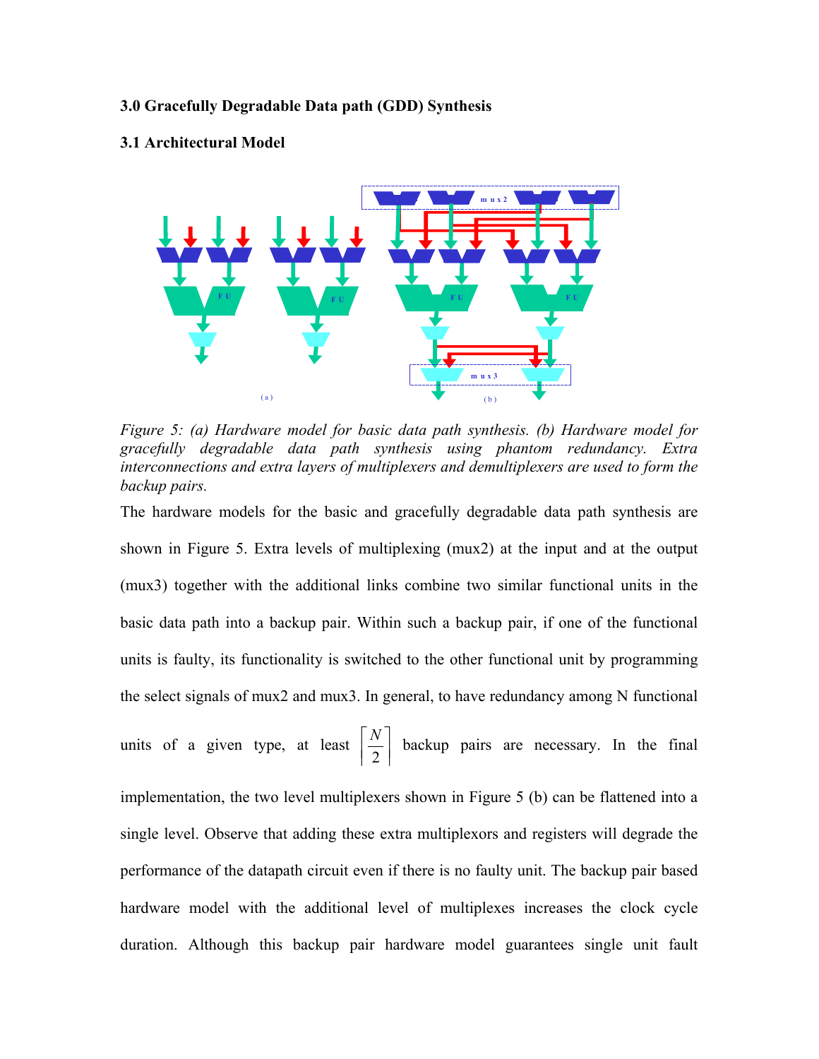### 3.0 Gracefully Degradable Data path (GDD) Synthesis

### 3.1 Architectural Model

*Figure 5: (a) Hardware model for basic data path synthesis. (b) Hardware model for gracefully degradable data path synthesis using phantom redundancy. Extra interconnections and extra layers of multiplexers and demultiplexers are used to form the backup pairs.*

The hardware models for the basic and gracefully degradable data path synthesis are shown in Figure 5. Extra levels of multiplexing (mux2) at the input and at the output (mux3) together with the additional links combine two similar functional units in the basic data path into a backup pair. Within such a backup pair, if one of the functional units is faulty, its functionality is switched to the other functional unit by programming the select signals of mux2 and mux3. In general, to have redundancy among N functional units of a given type, at least $\left\lceil \frac{N}{2} \right\rceil$ backup pairs are necessary. In the final implementation, the two level multiplexers shown in Figure 5 (b) can be flattened into a single level. Observe that adding these extra multiplexors and registers will degrade the performance of the datapath circuit even if there is no faulty unit. The backup pair based hardware model with the additional level of multiplexes increases the clock cycle duration. Although this backup pair hardware model guarantees single unit fault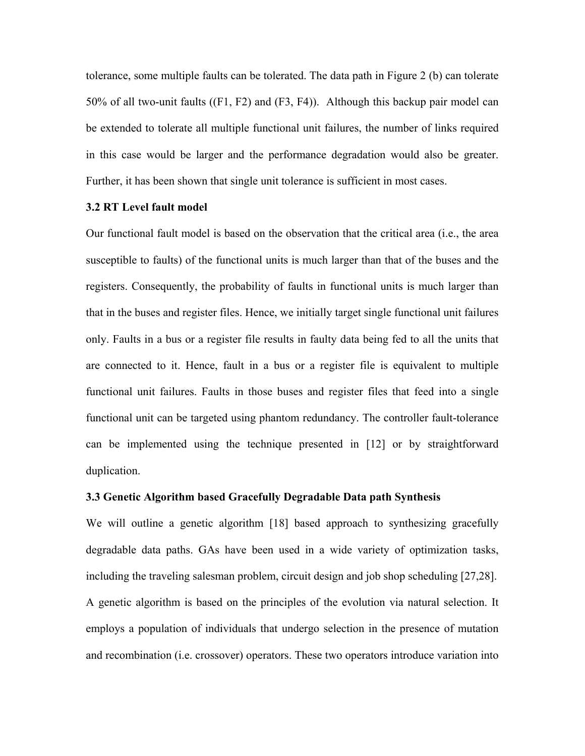tolerance, some multiple faults can be tolerated. The data path in Figure 2 (b) can tolerate 50% of all two-unit faults ((F1, F2) and (F3, F4)). Although this backup pair model can be extended to tolerate all multiple functional unit failures, the number of links required in this case would be larger and the performance degradation would also be greater. Further, it has been shown that single unit tolerance is sufficient in most cases.

### 3.2 RT Level fault model

Our functional fault model is based on the observation that the critical area (i.e., the area susceptible to faults) of the functional units is much larger than that of the buses and the registers. Consequently, the probability of faults in functional units is much larger than that in the buses and register files. Hence, we initially target single functional unit failures only. Faults in a bus or a register file results in faulty data being fed to all the units that are connected to it. Hence, fault in a bus or a register file is equivalent to multiple functional unit failures. Faults in those buses and register files that feed into a single functional unit can be targeted using phantom redundancy. The controller fault-tolerance can be implemented using the technique presented in [12] or by straightforward duplication.

### 3.3 Genetic Algorithm based Gracefully Degradable Data path Synthesis

We will outline a genetic algorithm [18] based approach to synthesizing gracefully degradable data paths. GAs have been used in a wide variety of optimization tasks, including the traveling salesman problem, circuit design and job shop scheduling [27,28]. A genetic algorithm is based on the principles of the evolution via natural selection. It employs a population of individuals that undergo selection in the presence of mutation and recombination (i.e. crossover) operators. These two operators introduce variation into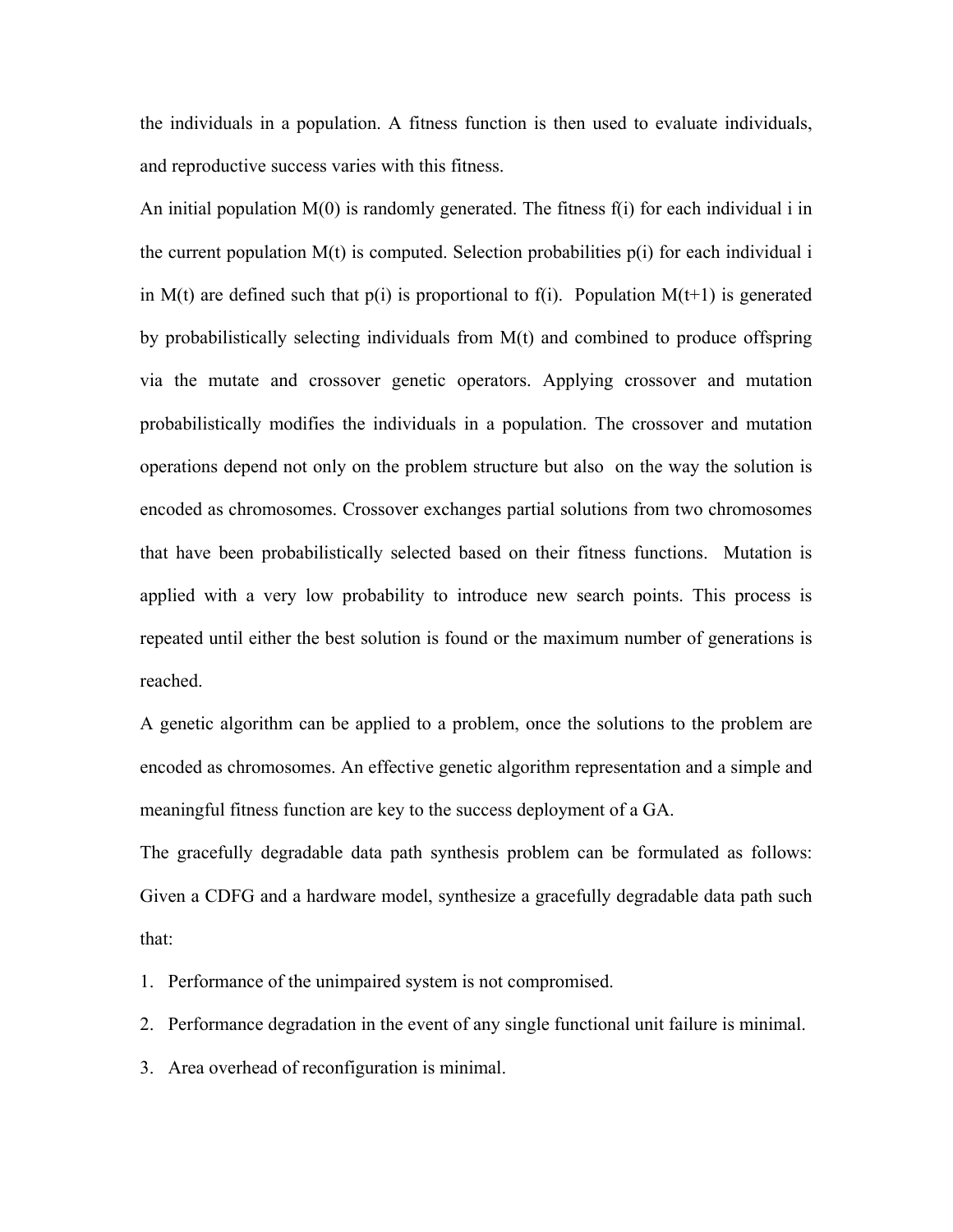the individuals in a population. A fitness function is then used to evaluate individuals, and reproductive success varies with this fitness.

An initial population $M(0)$ is randomly generated. The fitness $f(i)$ for each individual i in the current population $M(t)$ is computed. Selection probabilities $p(i)$ for each individual i in $M(t)$ are defined such that $p(i)$ is proportional to $f(i)$. Population $M(t+1)$ is generated by probabilistically selecting individuals from $M(t)$ and combined to produce offspring via the mutate and crossover genetic operators. Applying crossover and mutation probabilistically modifies the individuals in a population. The crossover and mutation operations depend not only on the problem structure but also on the way the solution is encoded as chromosomes. Crossover exchanges partial solutions from two chromosomes that have been probabilistically selected based on their fitness functions. Mutation is applied with a very low probability to introduce new search points. This process is repeated until either the best solution is found or the maximum number of generations is reached.

A genetic algorithm can be applied to a problem, once the solutions to the problem are encoded as chromosomes. An effective genetic algorithm representation and a simple and meaningful fitness function are key to the success deployment of a GA.

The gracefully degradable data path synthesis problem can be formulated as follows: Given a CDFG and a hardware model, synthesize a gracefully degradable data path such that:

1. Performance of the unimpaired system is not compromised.
2. Performance degradation in the event of any single functional unit failure is minimal.
3. Area overhead of reconfiguration is minimal.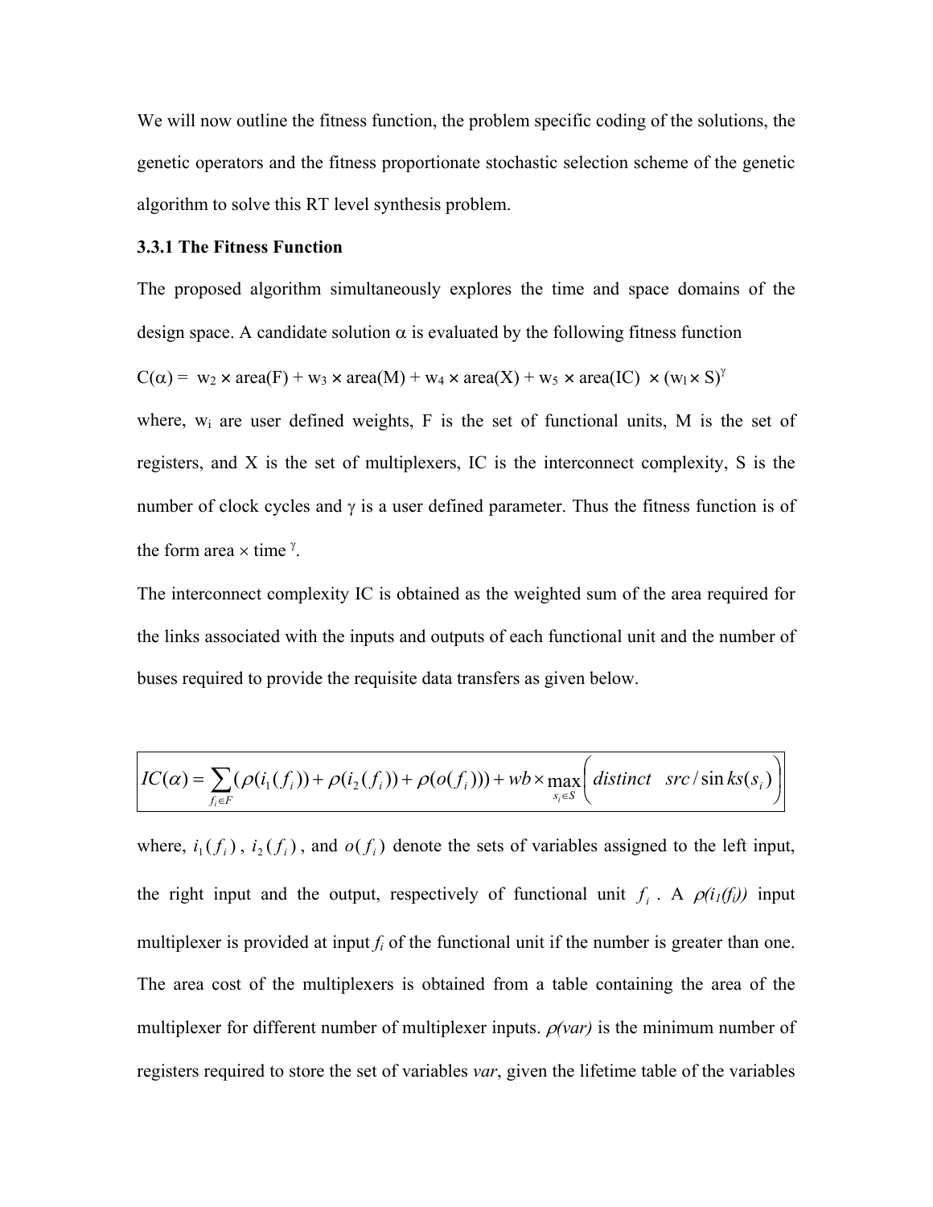We will now outline the fitness function, the problem specific coding of the solutions, the genetic operators and the fitness proportionate stochastic selection scheme of the genetic algorithm to solve this RT level synthesis problem.

### 3.3.1 The Fitness Function

The proposed algorithm simultaneously explores the time and space domains of the design space. A candidate solution $\alpha$ is evaluated by the following fitness function

$$C(\alpha) = w_2 \times \text{area}(F) + w_3 \times \text{area}(M) + w_4 \times \text{area}(X) + w_5 \times \text{area}(IC) \times (w_1 \times S)^{\gamma}$$

where, $w_i$ are user defined weights, F is the set of functional units, M is the set of registers, and X is the set of multiplexers, IC is the interconnect complexity, S is the number of clock cycles and $\gamma$ is a user defined parameter. Thus the fitness function is of the form area $\times$ time $^{\gamma}$.

The interconnect complexity IC is obtained as the weighted sum of the area required for the links associated with the inputs and outputs of each functional unit and the number of buses required to provide the requisite data transfers as given below.

$$IC(\alpha) = \sum_{f_i \in F} (\rho(i_1(f_i)) + \rho(i_2(f_i)) + \rho(o(f_i))) + wb \times \max_{s_i \in S}\left( distinct \quad src/\sin ks(s_i) \right)$$

where, $i_1(f_i)$, $i_2(f_i)$, and $o(f_i)$ denote the sets of variables assigned to the left input, the right input and the output, respectively of functional unit $f_i$. A $\rho(i_1(f_i))$ input multiplexer is provided at input $f_i$ of the functional unit if the number is greater than one. The area cost of the multiplexers is obtained from a table containing the area of the multiplexer for different number of multiplexer inputs. $\rho(var)$ is the minimum number of registers required to store the set of variables *var*, given the lifetime table of the variables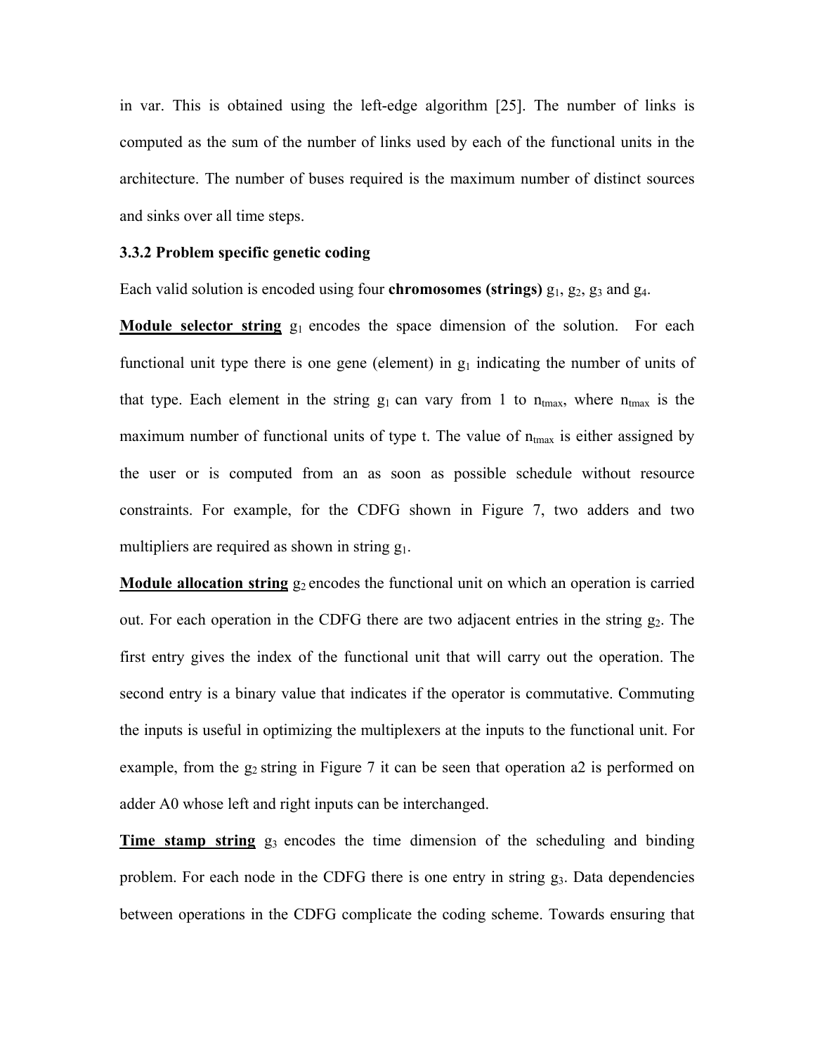in var. This is obtained using the left-edge algorithm [25]. The number of links is computed as the sum of the number of links used by each of the functional units in the architecture. The number of buses required is the maximum number of distinct sources and sinks over all time steps.

### 3.3.2 Problem specific genetic coding

Each valid solution is encoded using four **chromosomes (strings)** $g_1$, $g_2$, $g_3$ and $g_4$.

**Module selector string** $g_1$ encodes the space dimension of the solution. For each functional unit type there is one gene (element) in $g_1$ indicating the number of units of that type. Each element in the string $g_1$ can vary from 1 to $n_{tmax}$, where $n_{tmax}$ is the maximum number of functional units of type t. The value of $n_{tmax}$ is either assigned by the user or is computed from an as soon as possible schedule without resource constraints. For example, for the CDFG shown in Figure 7, two adders and two multipliers are required as shown in string $g_1$.

**Module allocation string** $g_2$ encodes the functional unit on which an operation is carried out. For each operation in the CDFG there are two adjacent entries in the string $g_2$. The first entry gives the index of the functional unit that will carry out the operation. The second entry is a binary value that indicates if the operator is commutative. Commuting the inputs is useful in optimizing the multiplexers at the inputs to the functional unit. For example, from the $g_2$ string in Figure 7 it can be seen that operation a2 is performed on adder A0 whose left and right inputs can be interchanged.

**Time stamp string** $g_3$ encodes the time dimension of the scheduling and binding problem. For each node in the CDFG there is one entry in string $g_3$. Data dependencies between operations in the CDFG complicate the coding scheme. Towards ensuring that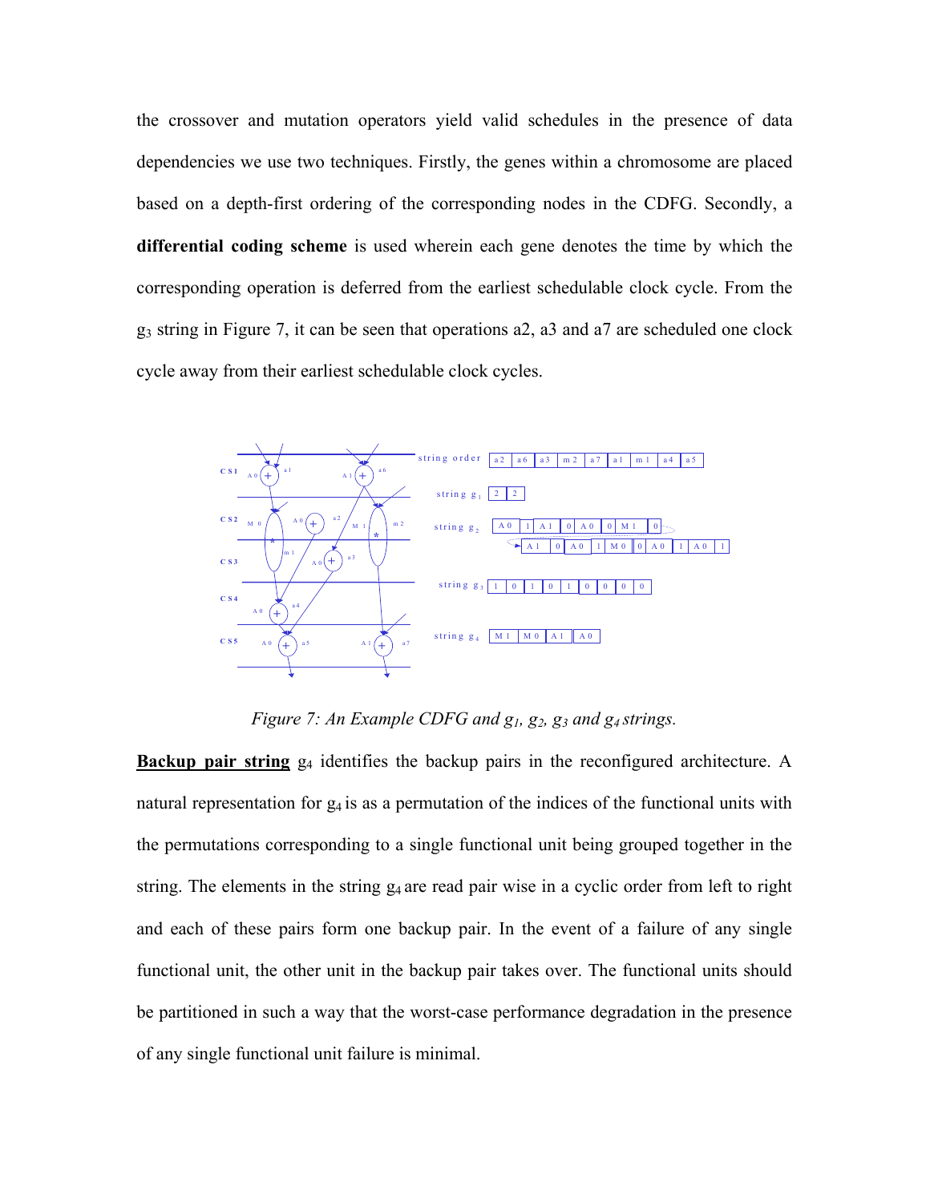the crossover and mutation operators yield valid schedules in the presence of data dependencies we use two techniques. Firstly, the genes within a chromosome are placed based on a depth-first ordering of the corresponding nodes in the CDFG. Secondly, a **differential coding scheme** is used wherein each gene denotes the time by which the corresponding operation is deferred from the earliest schedulable clock cycle. From the $g_3$ string in Figure 7, it can be seen that operations a2, a3 and a7 are scheduled one clock cycle away from their earliest schedulable clock cycles.

*Figure 7: An Example CDFG and $g_1$, $g_2$, $g_3$ and $g_4$ strings.*

**Backup pair string** $g_4$ identifies the backup pairs in the reconfigured architecture. A natural representation for $g_4$ is as a permutation of the indices of the functional units with the permutations corresponding to a single functional unit being grouped together in the string. The elements in the string $g_4$ are read pair wise in a cyclic order from left to right and each of these pairs form one backup pair. In the event of a failure of any single functional unit, the other unit in the backup pair takes over. The functional units should be partitioned in such a way that the worst-case performance degradation in the presence of any single functional unit failure is minimal.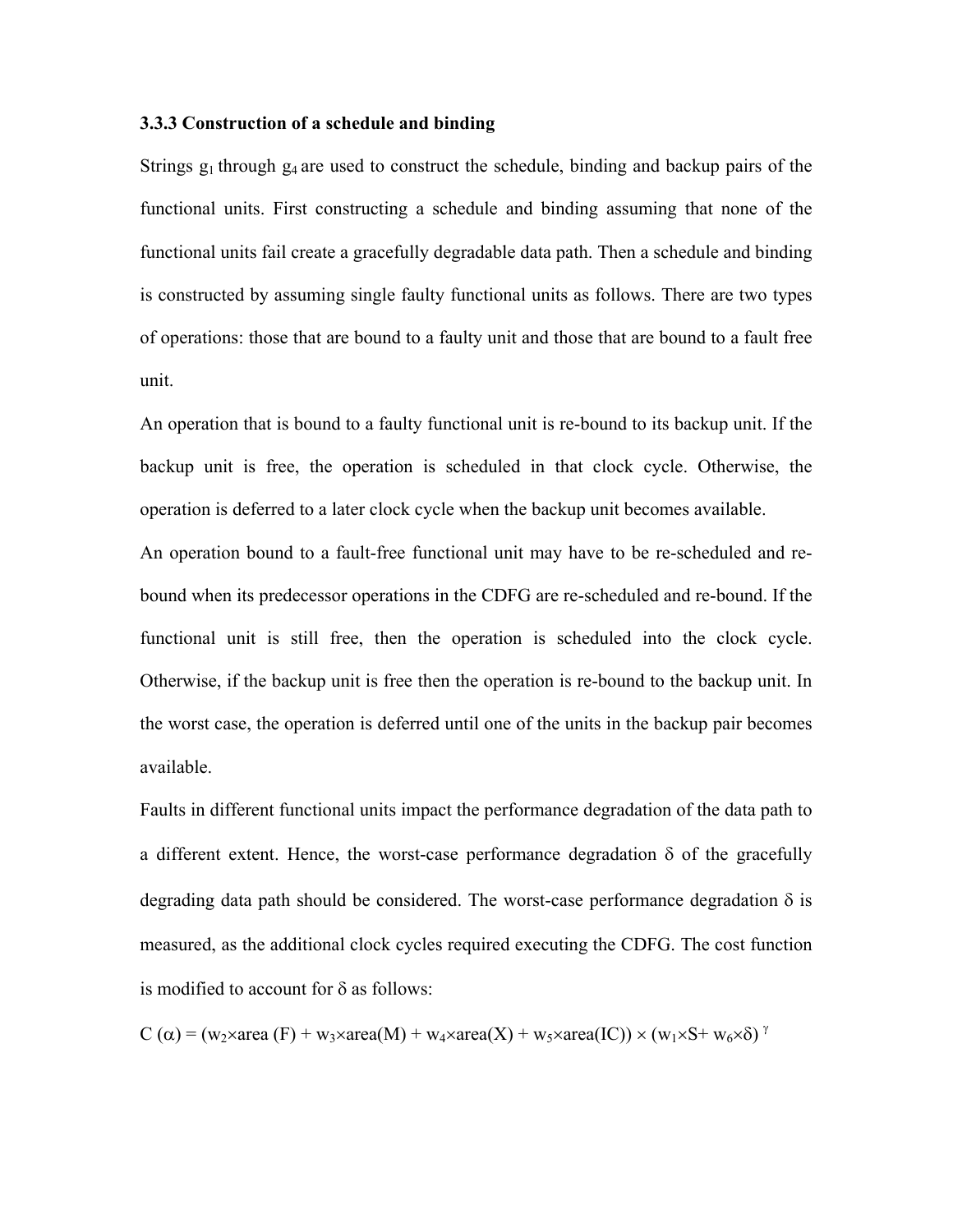### 3.3.3 Construction of a schedule and binding

Strings $g_1$ through $g_4$ are used to construct the schedule, binding and backup pairs of the functional units. First constructing a schedule and binding assuming that none of the functional units fail create a gracefully degradable data path. Then a schedule and binding is constructed by assuming single faulty functional units as follows. There are two types of operations: those that are bound to a faulty unit and those that are bound to a fault free unit.

An operation that is bound to a faulty functional unit is re-bound to its backup unit. If the backup unit is free, the operation is scheduled in that clock cycle. Otherwise, the operation is deferred to a later clock cycle when the backup unit becomes available.

An operation bound to a fault-free functional unit may have to be re-scheduled and re-bound when its predecessor operations in the CDFG are re-scheduled and re-bound. If the functional unit is still free, then the operation is scheduled into the clock cycle. Otherwise, if the backup unit is free then the operation is re-bound to the backup unit. In the worst case, the operation is deferred until one of the units in the backup pair becomes available.

Faults in different functional units impact the performance degradation of the data path to a different extent. Hence, the worst-case performance degradation $\delta$ of the gracefully degrading data path should be considered. The worst-case performance degradation $\delta$ is measured, as the additional clock cycles required executing the CDFG. The cost function is modified to account for $\delta$ as follows:

$$C(\alpha) = (w_2 \times \text{area}(F) + w_3 \times \text{area}(M) + w_4 \times \text{area}(X) + w_5 \times \text{area}(IC)) \times (w_1 \times S + w_6 \times \delta)^{\gamma}$$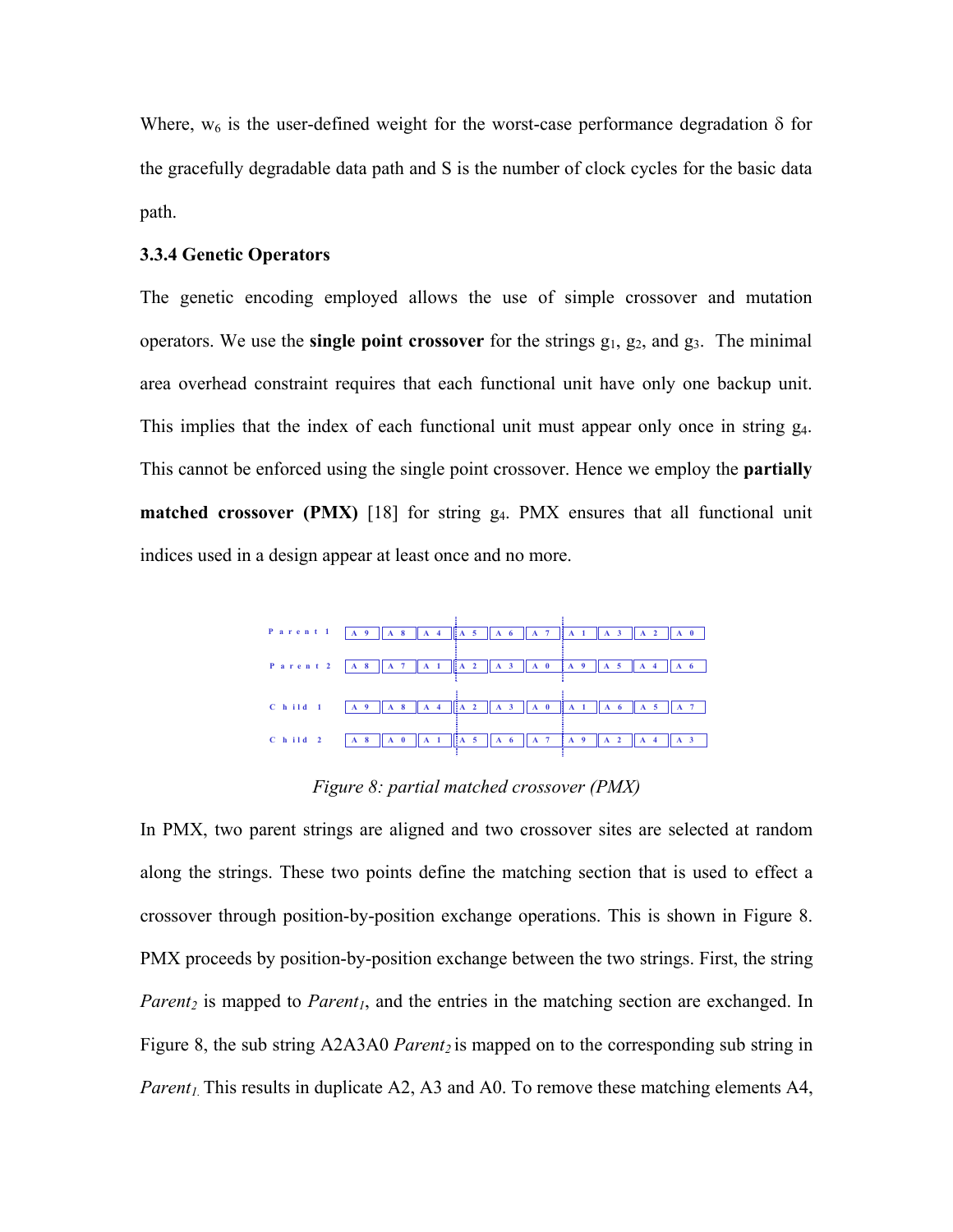Where, $w_6$ is the user-defined weight for the worst-case performance degradation $\delta$ for the gracefully degradable data path and S is the number of clock cycles for the basic data path.

### 3.3.4 Genetic Operators

The genetic encoding employed allows the use of simple crossover and mutation operators. We use the **single point crossover** for the strings $g_1$, $g_2$, and $g_3$. The minimal area overhead constraint requires that each functional unit have only one backup unit. This implies that the index of each functional unit must appear only once in string $g_4$. This cannot be enforced using the single point crossover. Hence we employ the **partially matched crossover (PMX)** [18] for string $g_4$. PMX ensures that all functional unit indices used in a design appear at least once and no more.

| | | | | | | | | | | |
|---|---|---|---|---|---|---|---|---|---|---|
| Parent 1 | A9 | A8 | A4 | A5 | A6 | A7 | A1 | A3 | A2 | A0 |
| Parent 2 | A8 | A7 | A1 | A2 | A3 | A0 | A9 | A5 | A4 | A6 |
| Child 1 | A9 | A8 | A4 | A2 | A3 | A0 | A1 | A6 | A5 | A7 |
| Child 2 | A8 | A0 | A1 | A5 | A6 | A7 | A9 | A2 | A4 | A3 |

*Figure 8: partial matched crossover (PMX)*

In PMX, two parent strings are aligned and two crossover sites are selected at random along the strings. These two points define the matching section that is used to effect a crossover through position-by-position exchange operations. This is shown in Figure 8. PMX proceeds by position-by-position exchange between the two strings. First, the string *Parent₂* is mapped to *Parent₁*, and the entries in the matching section are exchanged. In Figure 8, the sub string A2A3A0 *Parent₂* is mapped on to the corresponding sub string in *Parent₁*. This results in duplicate A2, A3 and A0. To remove these matching elements A4,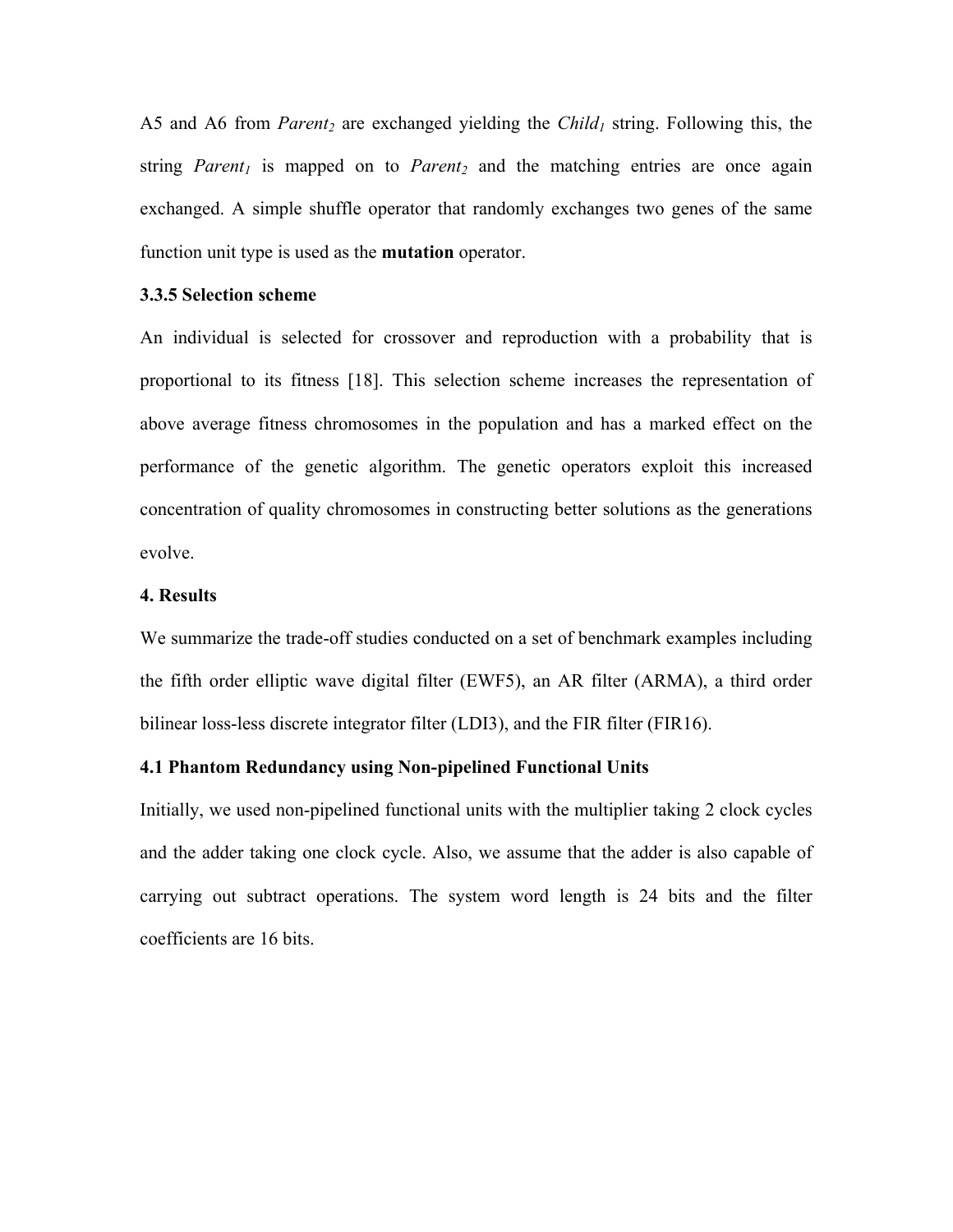A5 and A6 from $Parent_2$ are exchanged yielding the $Child_1$ string. Following this, the string $Parent_1$ is mapped on to $Parent_2$ and the matching entries are once again exchanged. A simple shuffle operator that randomly exchanges two genes of the same function unit type is used as the **mutation** operator.

### 3.3.5 Selection scheme

An individual is selected for crossover and reproduction with a probability that is proportional to its fitness [18]. This selection scheme increases the representation of above average fitness chromosomes in the population and has a marked effect on the performance of the genetic algorithm. The genetic operators exploit this increased concentration of quality chromosomes in constructing better solutions as the generations evolve.

## 4. Results

We summarize the trade-off studies conducted on a set of benchmark examples including the fifth order elliptic wave digital filter (EWF5), an AR filter (ARMA), a third order bilinear loss-less discrete integrator filter (LDI3), and the FIR filter (FIR16).

### 4.1 Phantom Redundancy using Non-pipelined Functional Units

Initially, we used non-pipelined functional units with the multiplier taking 2 clock cycles and the adder taking one clock cycle. Also, we assume that the adder is also capable of carrying out subtract operations. The system word length is 24 bits and the filter coefficients are 16 bits.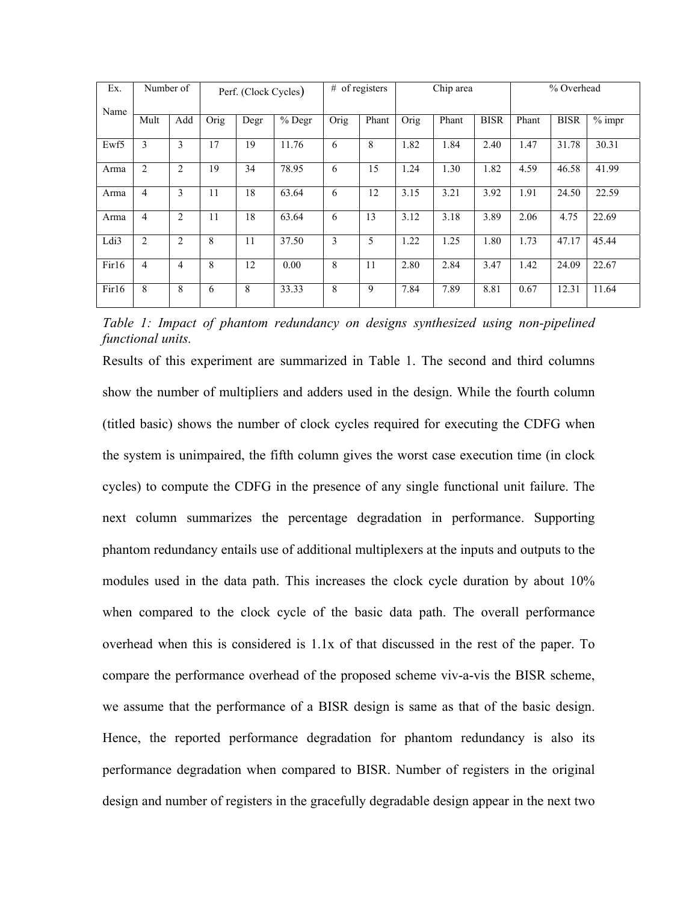| Ex. Name | Number of | | Perf. (Clock Cycles) | | | # of registers | | Chip area | | | % Overhead | | |
|---|---|---|---|---|---|---|---|---|---|---|---|---|---|
| | Mult | Add | Orig | Degr | % Degr | Orig | Phant | Orig | Phant | BISR | Phant | BISR | % impr |
| Ewf5 | 3 | 3 | 17 | 19 | 11.76 | 6 | 8 | 1.82 | 1.84 | 2.40 | 1.47 | 31.78 | 30.31 |
| Arma | 2 | 2 | 19 | 34 | 78.95 | 6 | 15 | 1.24 | 1.30 | 1.82 | 4.59 | 46.58 | 41.99 |
| Arma | 4 | 3 | 11 | 18 | 63.64 | 6 | 12 | 3.15 | 3.21 | 3.92 | 1.91 | 24.50 | 22.59 |
| Arma | 4 | 2 | 11 | 18 | 63.64 | 6 | 13 | 3.12 | 3.18 | 3.89 | 2.06 | 4.75 | 22.69 |
| Ldi3 | 2 | 2 | 8 | 11 | 37.50 | 3 | 5 | 1.22 | 1.25 | 1.80 | 1.73 | 47.17 | 45.44 |
| Fir16 | 4 | 4 | 8 | 12 | 0.00 | 8 | 11 | 2.80 | 2.84 | 3.47 | 1.42 | 24.09 | 22.67 |
| Fir16 | 8 | 8 | 6 | 8 | 33.33 | 8 | 9 | 7.84 | 7.89 | 8.81 | 0.67 | 12.31 | 11.64 |

*Table 1: Impact of phantom redundancy on designs synthesized using non-pipelined functional units.*

Results of this experiment are summarized in Table 1. The second and third columns show the number of multipliers and adders used in the design. While the fourth column (titled basic) shows the number of clock cycles required for executing the CDFG when the system is unimpaired, the fifth column gives the worst case execution time (in clock cycles) to compute the CDFG in the presence of any single functional unit failure. The next column summarizes the percentage degradation in performance. Supporting phantom redundancy entails use of additional multiplexers at the inputs and outputs to the modules used in the data path. This increases the clock cycle duration by about 10% when compared to the clock cycle of the basic data path. The overall performance overhead when this is considered is 1.1x of that discussed in the rest of the paper. To compare the performance overhead of the proposed scheme viv-a-vis the BISR scheme, we assume that the performance of a BISR design is same as that of the basic design. Hence, the reported performance degradation for phantom redundancy is also its performance degradation when compared to BISR. Number of registers in the original design and number of registers in the gracefully degradable design appear in the next two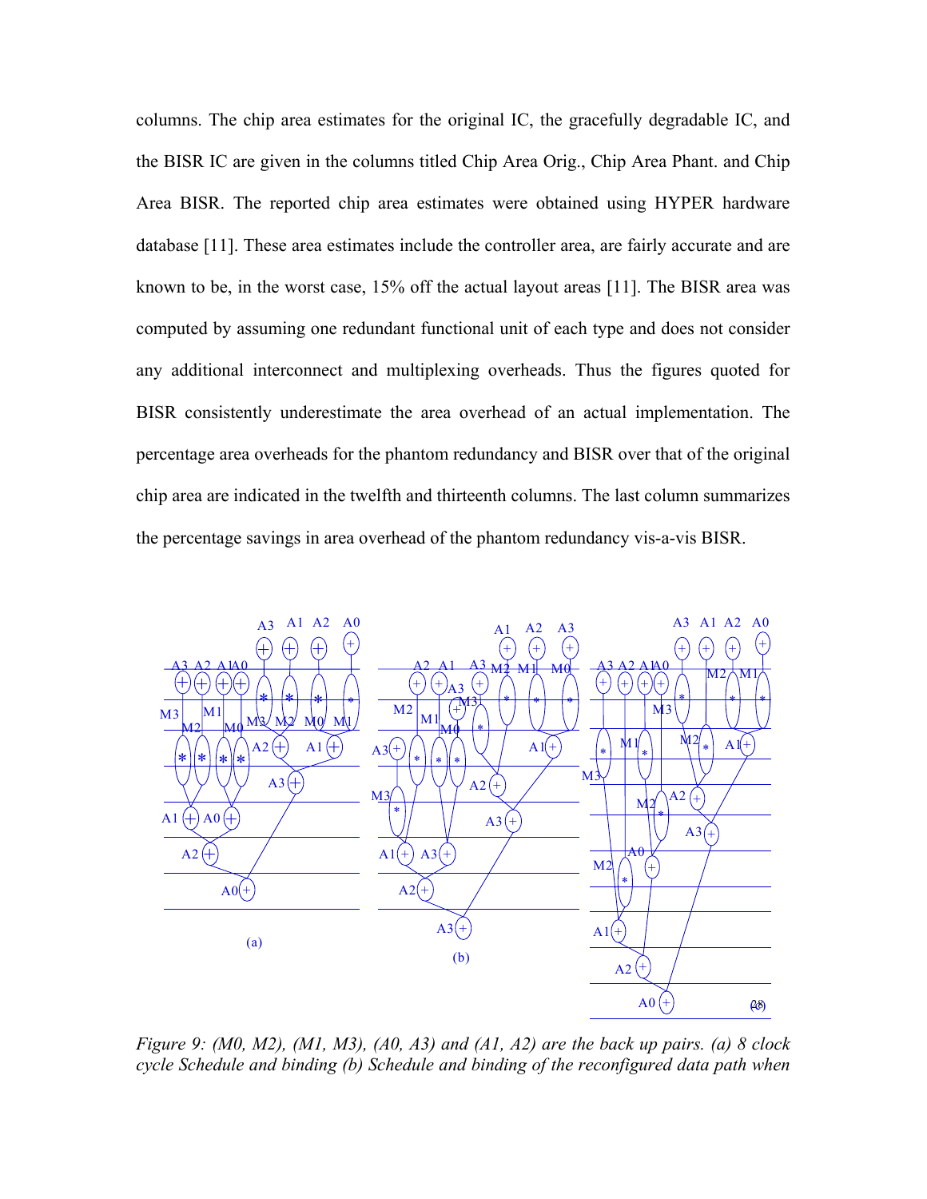columns. The chip area estimates for the original IC, the gracefully degradable IC, and the BISR IC are given in the columns titled Chip Area Orig., Chip Area Phant. and Chip Area BISR. The reported chip area estimates were obtained using HYPER hardware database [11]. These area estimates include the controller area, are fairly accurate and are known to be, in the worst case, 15% off the actual layout areas [11]. The BISR area was computed by assuming one redundant functional unit of each type and does not consider any additional interconnect and multiplexing overheads. Thus the figures quoted for BISR consistently underestimate the area overhead of an actual implementation. The percentage area overheads for the phantom redundancy and BISR over that of the original chip area are indicated in the twelfth and thirteenth columns. The last column summarizes the percentage savings in area overhead of the phantom redundancy vis-a-vis BISR.

*Figure 9: (M0, M2), (M1, M3), (A0, A3) and (A1, A2) are the back up pairs. (a) 8 clock cycle Schedule and binding (b) Schedule and binding of the reconfigured data path when*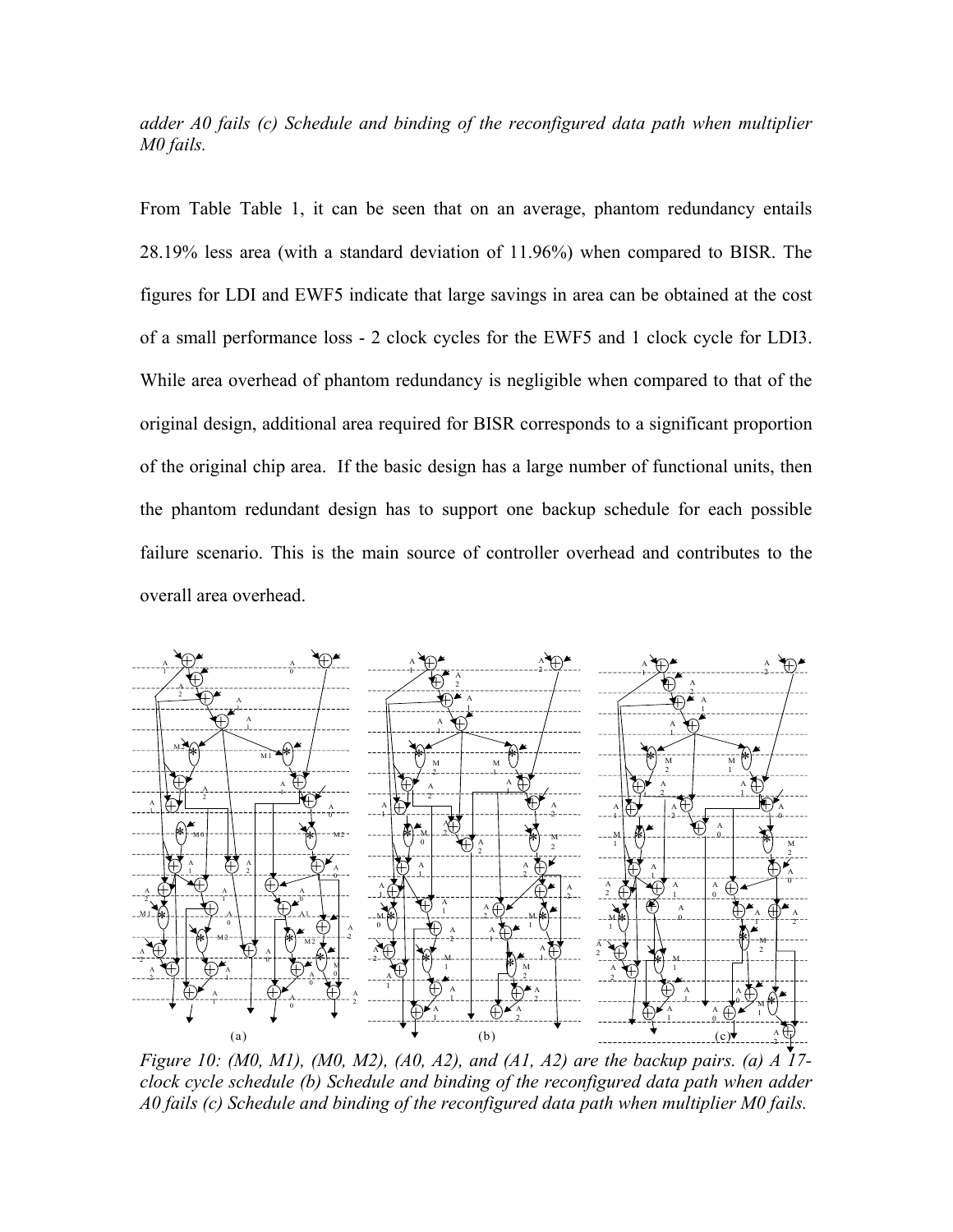*adder A0 fails (c) Schedule and binding of the reconfigured data path when multiplier M0 fails.*

From Table Table 1, it can be seen that on an average, phantom redundancy entails 28.19% less area (with a standard deviation of 11.96%) when compared to BISR. The figures for LDI and EWF5 indicate that large savings in area can be obtained at the cost of a small performance loss - 2 clock cycles for the EWF5 and 1 clock cycle for LDI3. While area overhead of phantom redundancy is negligible when compared to that of the original design, additional area required for BISR corresponds to a significant proportion of the original chip area. If the basic design has a large number of functional units, then the phantom redundant design has to support one backup schedule for each possible failure scenario. This is the main source of controller overhead and contributes to the overall area overhead.

*Figure 10: (M0, M1), (M0, M2), (A0, A2), and (A1, A2) are the backup pairs. (a) A 17-clock cycle schedule (b) Schedule and binding of the reconfigured data path when adder A0 fails (c) Schedule and binding of the reconfigured data path when multiplier M0 fails.*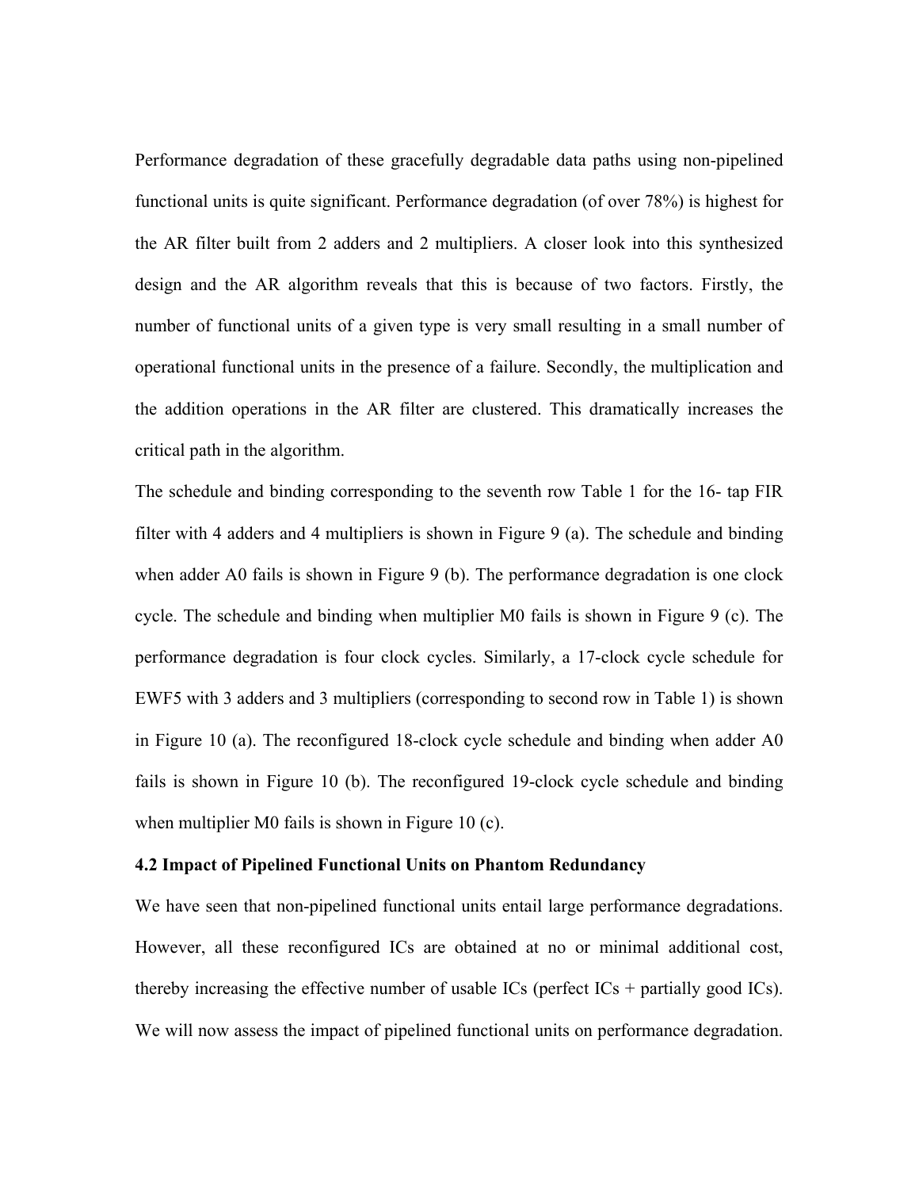Performance degradation of these gracefully degradable data paths using non-pipelined functional units is quite significant. Performance degradation (of over 78%) is highest for the AR filter built from 2 adders and 2 multipliers. A closer look into this synthesized design and the AR algorithm reveals that this is because of two factors. Firstly, the number of functional units of a given type is very small resulting in a small number of operational functional units in the presence of a failure. Secondly, the multiplication and the addition operations in the AR filter are clustered. This dramatically increases the critical path in the algorithm.

The schedule and binding corresponding to the seventh row Table 1 for the 16- tap FIR filter with 4 adders and 4 multipliers is shown in Figure 9 (a). The schedule and binding when adder A0 fails is shown in Figure 9 (b). The performance degradation is one clock cycle. The schedule and binding when multiplier M0 fails is shown in Figure 9 (c). The performance degradation is four clock cycles. Similarly, a 17-clock cycle schedule for EWF5 with 3 adders and 3 multipliers (corresponding to second row in Table 1) is shown in Figure 10 (a). The reconfigured 18-clock cycle schedule and binding when adder A0 fails is shown in Figure 10 (b). The reconfigured 19-clock cycle schedule and binding when multiplier M0 fails is shown in Figure 10 (c).

### 4.2 Impact of Pipelined Functional Units on Phantom Redundancy

We have seen that non-pipelined functional units entail large performance degradations. However, all these reconfigured ICs are obtained at no or minimal additional cost, thereby increasing the effective number of usable ICs (perfect ICs + partially good ICs). We will now assess the impact of pipelined functional units on performance degradation.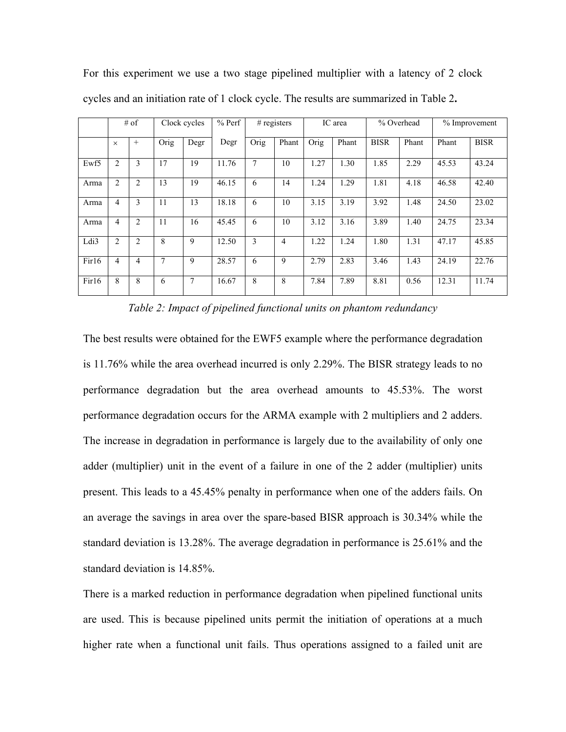For this experiment we use a two stage pipelined multiplier with a latency of 2 clock cycles and an initiation rate of 1 clock cycle. The results are summarized in Table 2**.**

| | # of | | Clock cycles | | % Perf | # registers | | IC area | | % Overhead | | % Improvement | |
|---|---|---|---|---|---|---|---|---|---|---|---|---|---|
| | × | + | Orig | Degr | Degr | Orig | Phant | Orig | Phant | BISR | Phant | Phant | BISR |
| Ewf5 | 2 | 3 | 17 | 19 | 11.76 | 7 | 10 | 1.27 | 1.30 | 1.85 | 2.29 | 45.53 | 43.24 |
| Arma | 2 | 2 | 13 | 19 | 46.15 | 6 | 14 | 1.24 | 1.29 | 1.81 | 4.18 | 46.58 | 42.40 |
| Arma | 4 | 3 | 11 | 13 | 18.18 | 6 | 10 | 3.15 | 3.19 | 3.92 | 1.48 | 24.50 | 23.02 |
| Arma | 4 | 2 | 11 | 16 | 45.45 | 6 | 10 | 3.12 | 3.16 | 3.89 | 1.40 | 24.75 | 23.34 |
| Ldi3 | 2 | 2 | 8 | 9 | 12.50 | 3 | 4 | 1.22 | 1.24 | 1.80 | 1.31 | 47.17 | 45.85 |
| Fir16 | 4 | 4 | 7 | 9 | 28.57 | 6 | 9 | 2.79 | 2.83 | 3.46 | 1.43 | 24.19 | 22.76 |
| Fir16 | 8 | 8 | 6 | 7 | 16.67 | 8 | 8 | 7.84 | 7.89 | 8.81 | 0.56 | 12.31 | 11.74 |

*Table 2: Impact of pipelined functional units on phantom redundancy*

The best results were obtained for the EWF5 example where the performance degradation is 11.76% while the area overhead incurred is only 2.29%. The BISR strategy leads to no performance degradation but the area overhead amounts to 45.53%. The worst performance degradation occurs for the ARMA example with 2 multipliers and 2 adders. The increase in degradation in performance is largely due to the availability of only one adder (multiplier) unit in the event of a failure in one of the 2 adder (multiplier) units present. This leads to a 45.45% penalty in performance when one of the adders fails. On an average the savings in area over the spare-based BISR approach is 30.34% while the standard deviation is 13.28%. The average degradation in performance is 25.61% and the standard deviation is 14.85%.

There is a marked reduction in performance degradation when pipelined functional units are used. This is because pipelined units permit the initiation of operations at a much higher rate when a functional unit fails. Thus operations assigned to a failed unit are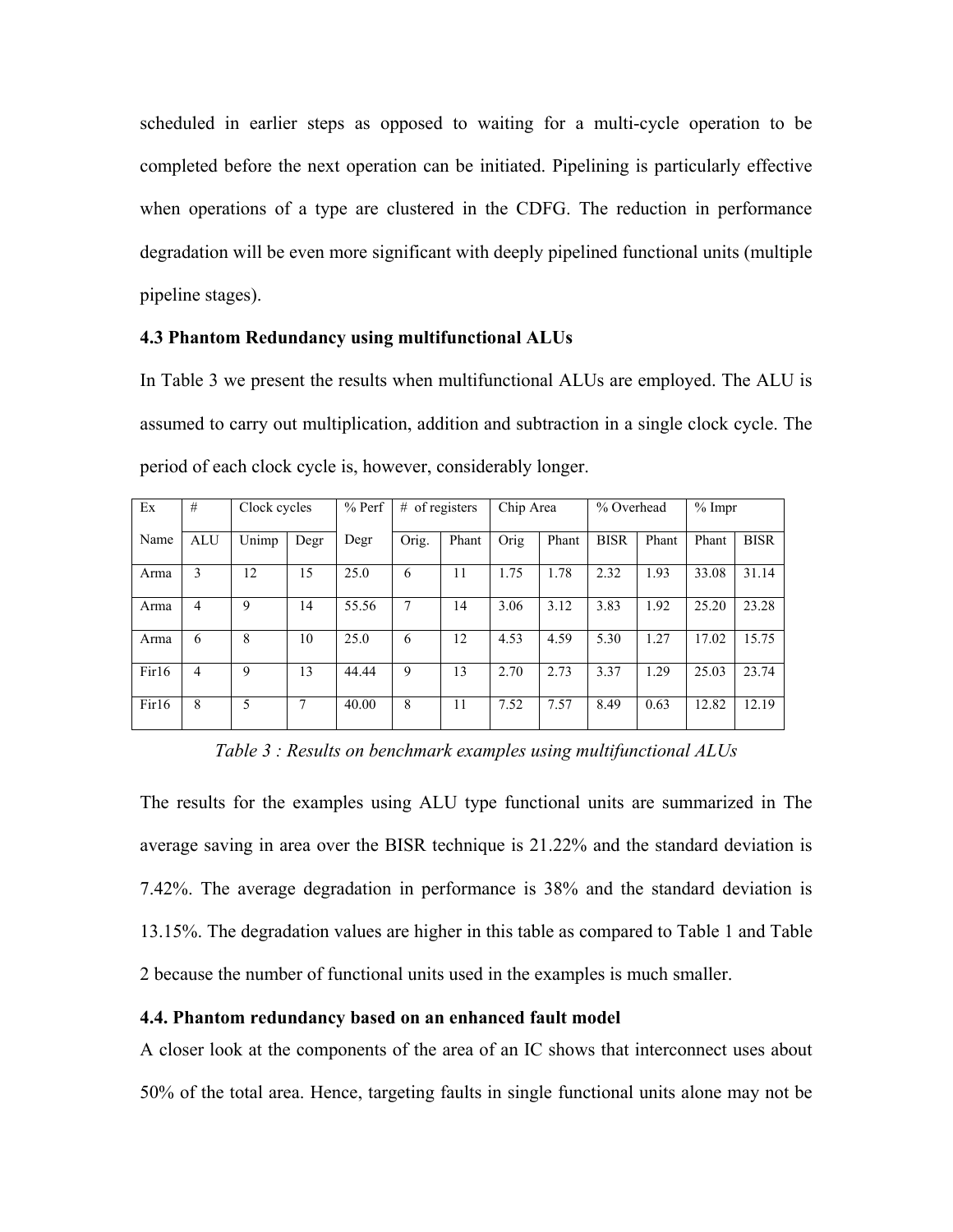scheduled in earlier steps as opposed to waiting for a multi-cycle operation to be completed before the next operation can be initiated. Pipelining is particularly effective when operations of a type are clustered in the CDFG. The reduction in performance degradation will be even more significant with deeply pipelined functional units (multiple pipeline stages).

### 4.3 Phantom Redundancy using multifunctional ALUs

In Table 3 we present the results when multifunctional ALUs are employed. The ALU is assumed to carry out multiplication, addition and subtraction in a single clock cycle. The period of each clock cycle is, however, considerably longer.

| Ex | # | Clock cycles | | % Perf | # of registers | | Chip Area | | % Overhead | | % Impr | |
|---|---|---|---|---|---|---|---|---|---|---|---|---|
| Name | ALU | Unimp | Degr | Degr | Orig. | Phant | Orig | Phant | BISR | Phant | Phant | BISR |
| Arma | 3 | 12 | 15 | 25.0 | 6 | 11 | 1.75 | 1.78 | 2.32 | 1.93 | 33.08 | 31.14 |
| Arma | 4 | 9 | 14 | 55.56 | 7 | 14 | 3.06 | 3.12 | 3.83 | 1.92 | 25.20 | 23.28 |
| Arma | 6 | 8 | 10 | 25.0 | 6 | 12 | 4.53 | 4.59 | 5.30 | 1.27 | 17.02 | 15.75 |
| Fir16 | 4 | 9 | 13 | 44.44 | 9 | 13 | 2.70 | 2.73 | 3.37 | 1.29 | 25.03 | 23.74 |
| Fir16 | 8 | 5 | 7 | 40.00 | 8 | 11 | 7.52 | 7.57 | 8.49 | 0.63 | 12.82 | 12.19 |

*Table 3 : Results on benchmark examples using multifunctional ALUs*

The results for the examples using ALU type functional units are summarized in The average saving in area over the BISR technique is 21.22% and the standard deviation is 7.42%. The average degradation in performance is 38% and the standard deviation is 13.15%. The degradation values are higher in this table as compared to Table 1 and Table 2 because the number of functional units used in the examples is much smaller.

### 4.4. Phantom redundancy based on an enhanced fault model

A closer look at the components of the area of an IC shows that interconnect uses about 50% of the total area. Hence, targeting faults in single functional units alone may not be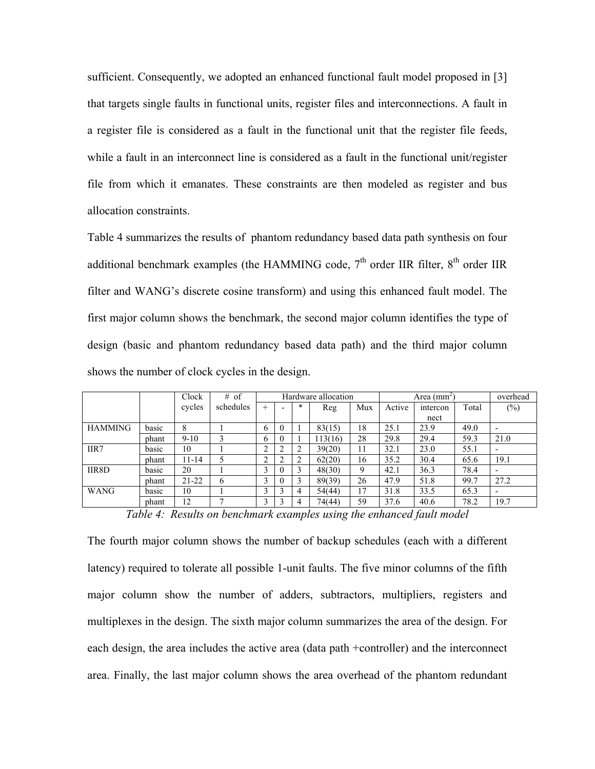sufficient. Consequently, we adopted an enhanced functional fault model proposed in [3] that targets single faults in functional units, register files and interconnections. A fault in a register file is considered as a fault in the functional unit that the register file feeds, while a fault in an interconnect line is considered as a fault in the functional unit/register file from which it emanates. These constraints are then modeled as register and bus allocation constraints.

Table 4 summarizes the results of phantom redundancy based data path synthesis on four additional benchmark examples (the HAMMING code, 7th order IIR filter, 8th order IIR filter and WANG's discrete cosine transform) and using this enhanced fault model. The first major column shows the benchmark, the second major column identifies the type of design (basic and phantom redundancy based data path) and the third major column shows the number of clock cycles in the design.

| | | Clock cycles | # of schedules | Hardware allocation | | | | | Area ($mm^2$) | | | overhead (%) |
|---|---|---|---|---|---|---|---|---|---|---|---|---|
| | | | | + | - | * | Reg | Mux | Active | interconnect | Total | |
| HAMMING | basic | 8 | 1 | 6 | 0 | 1 | 83(15) | 18 | 25.1 | 23.9 | 49.0 | - |
| | phant | 9-10 | 3 | 6 | 0 | 1 | 113(16) | 28 | 29.8 | 29.4 | 59.3 | 21.0 |
| IIR7 | basic | 10 | 1 | 2 | 2 | 2 | 39(20) | 11 | 32.1 | 23.0 | 55.1 | - |
| | phant | 11-14 | 5 | 2 | 2 | 2 | 62(20) | 16 | 35.2 | 30.4 | 65.6 | 19.1 |
| IIR8D | basic | 20 | 1 | 3 | 0 | 3 | 48(30) | 9 | 42.1 | 36.3 | 78.4 | - |
| | phant | 21-22 | 6 | 3 | 0 | 3 | 89(39) | 26 | 47.9 | 51.8 | 99.7 | 27.2 |
| WANG | basic | 10 | 1 | 3 | 3 | 4 | 54(44) | 17 | 31.8 | 33.5 | 65.3 | - |
| | phant | 12 | 7 | 3 | 3 | 4 | 74(44) | 59 | 37.6 | 40.6 | 78.2 | 19.7 |

*Table 4: Results on benchmark examples using the enhanced fault model*

The fourth major column shows the number of backup schedules (each with a different latency) required to tolerate all possible 1-unit faults. The five minor columns of the fifth major column show the number of adders, subtractors, multipliers, registers and multiplexes in the design. The sixth major column summarizes the area of the design. For each design, the area includes the active area (data path +controller) and the interconnect area. Finally, the last major column shows the area overhead of the phantom redundant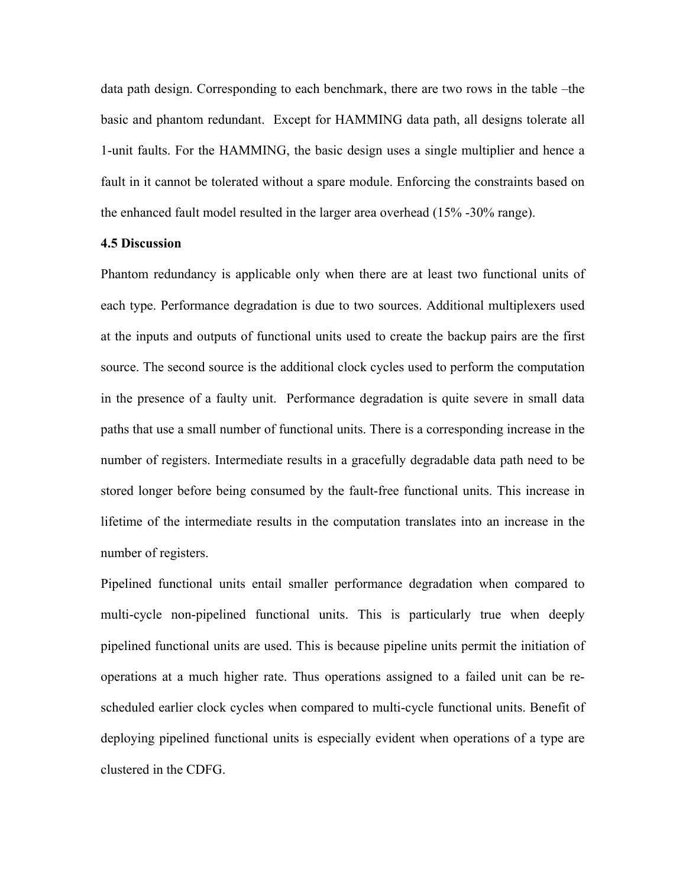data path design. Corresponding to each benchmark, there are two rows in the table –the basic and phantom redundant. Except for HAMMING data path, all designs tolerate all 1-unit faults. For the HAMMING, the basic design uses a single multiplier and hence a fault in it cannot be tolerated without a spare module. Enforcing the constraints based on the enhanced fault model resulted in the larger area overhead (15% -30% range).

**4.5 Discussion**

Phantom redundancy is applicable only when there are at least two functional units of each type. Performance degradation is due to two sources. Additional multiplexers used at the inputs and outputs of functional units used to create the backup pairs are the first source. The second source is the additional clock cycles used to perform the computation in the presence of a faulty unit. Performance degradation is quite severe in small data paths that use a small number of functional units. There is a corresponding increase in the number of registers. Intermediate results in a gracefully degradable data path need to be stored longer before being consumed by the fault-free functional units. This increase in lifetime of the intermediate results in the computation translates into an increase in the number of registers.

Pipelined functional units entail smaller performance degradation when compared to multi-cycle non-pipelined functional units. This is particularly true when deeply pipelined functional units are used. This is because pipeline units permit the initiation of operations at a much higher rate. Thus operations assigned to a failed unit can be re-scheduled earlier clock cycles when compared to multi-cycle functional units. Benefit of deploying pipelined functional units is especially evident when operations of a type are clustered in the CDFG.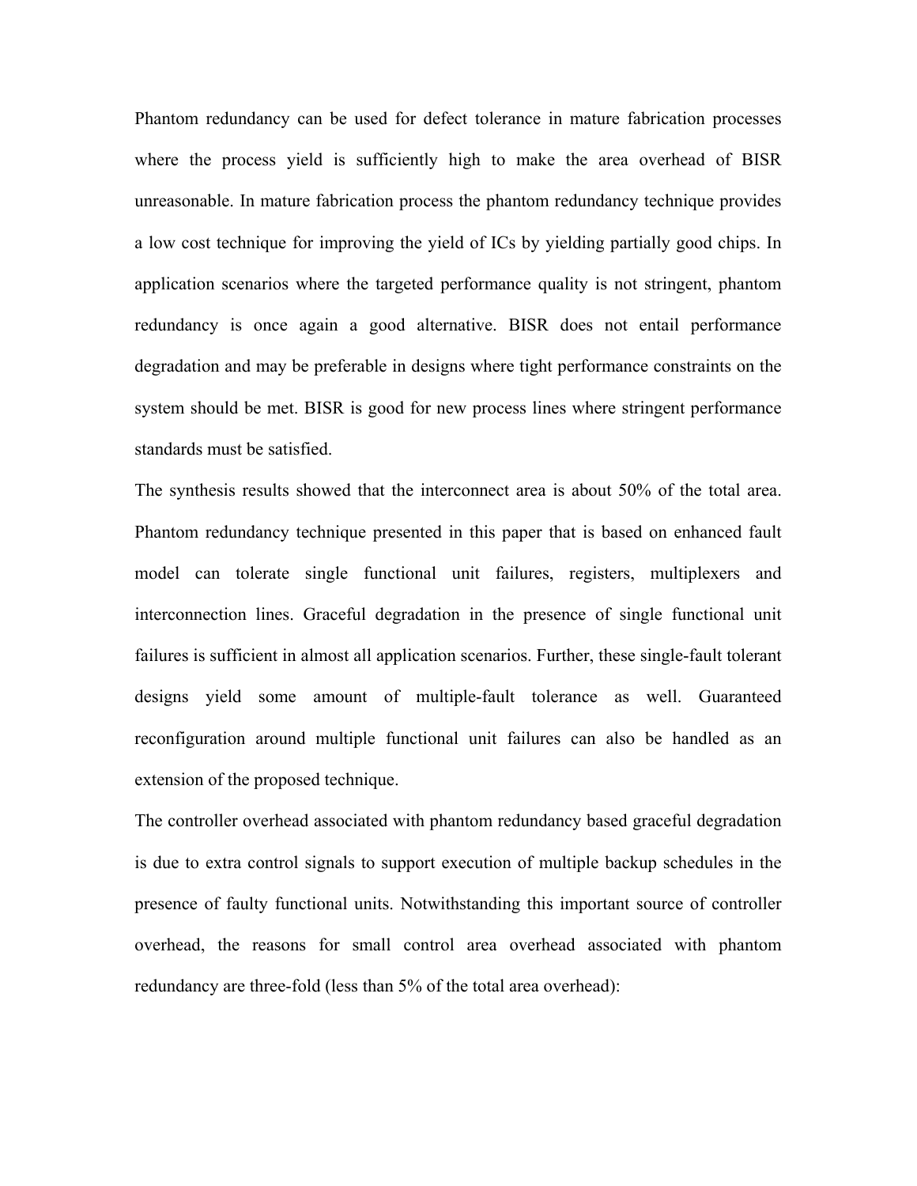Phantom redundancy can be used for defect tolerance in mature fabrication processes where the process yield is sufficiently high to make the area overhead of BISR unreasonable. In mature fabrication process the phantom redundancy technique provides a low cost technique for improving the yield of ICs by yielding partially good chips. In application scenarios where the targeted performance quality is not stringent, phantom redundancy is once again a good alternative. BISR does not entail performance degradation and may be preferable in designs where tight performance constraints on the system should be met. BISR is good for new process lines where stringent performance standards must be satisfied.

The synthesis results showed that the interconnect area is about 50% of the total area. Phantom redundancy technique presented in this paper that is based on enhanced fault model can tolerate single functional unit failures, registers, multiplexers and interconnection lines. Graceful degradation in the presence of single functional unit failures is sufficient in almost all application scenarios. Further, these single-fault tolerant designs yield some amount of multiple-fault tolerance as well. Guaranteed reconfiguration around multiple functional unit failures can also be handled as an extension of the proposed technique.

The controller overhead associated with phantom redundancy based graceful degradation is due to extra control signals to support execution of multiple backup schedules in the presence of faulty functional units. Notwithstanding this important source of controller overhead, the reasons for small control area overhead associated with phantom redundancy are three-fold (less than 5% of the total area overhead):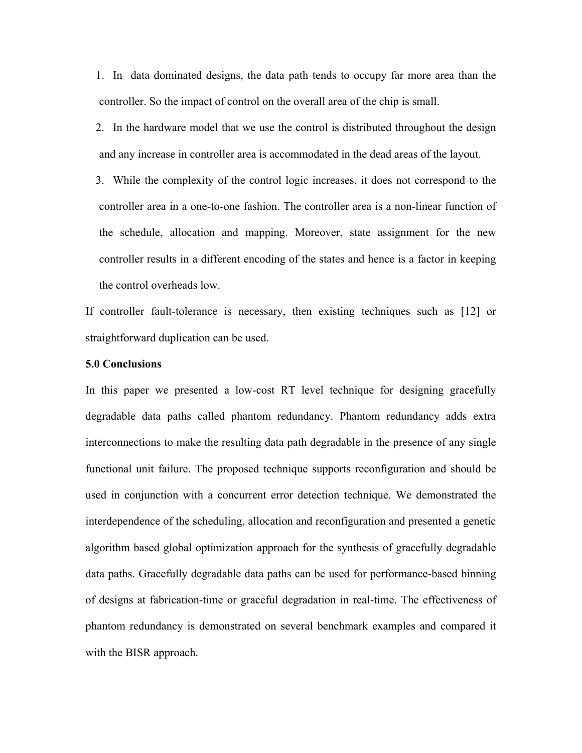1. In data dominated designs, the data path tends to occupy far more area than the controller. So the impact of control on the overall area of the chip is small.
2. In the hardware model that we use the control is distributed throughout the design and any increase in controller area is accommodated in the dead areas of the layout.
3. While the complexity of the control logic increases, it does not correspond to the controller area in a one-to-one fashion. The controller area is a non-linear function of the schedule, allocation and mapping. Moreover, state assignment for the new controller results in a different encoding of the states and hence is a factor in keeping the control overheads low.

If controller fault-tolerance is necessary, then existing techniques such as [12] or straightforward duplication can be used.

**5.0 Conclusions**

In this paper we presented a low-cost RT level technique for designing gracefully degradable data paths called phantom redundancy. Phantom redundancy adds extra interconnections to make the resulting data path degradable in the presence of any single functional unit failure. The proposed technique supports reconfiguration and should be used in conjunction with a concurrent error detection technique. We demonstrated the interdependence of the scheduling, allocation and reconfiguration and presented a genetic algorithm based global optimization approach for the synthesis of gracefully degradable data paths. Gracefully degradable data paths can be used for performance-based binning of designs at fabrication-time or graceful degradation in real-time. The effectiveness of phantom redundancy is demonstrated on several benchmark examples and compared it with the BISR approach.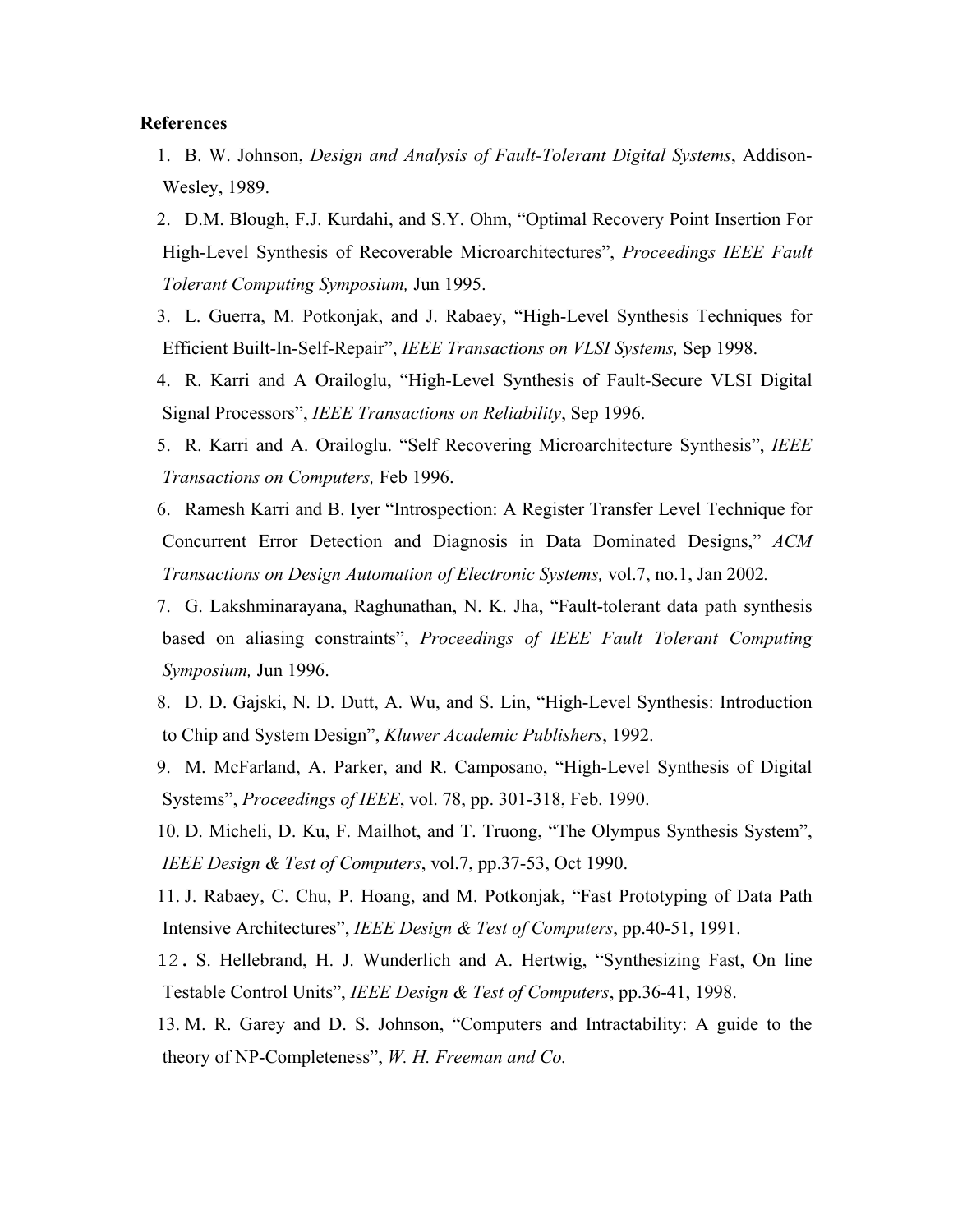**References**

1. B. W. Johnson, *Design and Analysis of Fault-Tolerant Digital Systems*, Addison-Wesley, 1989.
2. D.M. Blough, F.J. Kurdahi, and S.Y. Ohm, "Optimal Recovery Point Insertion For High-Level Synthesis of Recoverable Microarchitectures", *Proceedings IEEE Fault Tolerant Computing Symposium,* Jun 1995.
3. L. Guerra, M. Potkonjak, and J. Rabaey, "High-Level Synthesis Techniques for Efficient Built-In-Self-Repair", *IEEE Transactions on VLSI Systems,* Sep 1998.
4. R. Karri and A Orailoglu, "High-Level Synthesis of Fault-Secure VLSI Digital Signal Processors", *IEEE Transactions on Reliability*, Sep 1996.
5. R. Karri and A. Orailoglu. "Self Recovering Microarchitecture Synthesis", *IEEE Transactions on Computers,* Feb 1996.
6. Ramesh Karri and B. Iyer "Introspection: A Register Transfer Level Technique for Concurrent Error Detection and Diagnosis in Data Dominated Designs," *ACM Transactions on Design Automation of Electronic Systems,* vol.7, no.1, Jan 2002*.*
7. G. Lakshminarayana, Raghunathan, N. K. Jha, "Fault-tolerant data path synthesis based on aliasing constraints", *Proceedings of IEEE Fault Tolerant Computing Symposium,* Jun 1996.
8. D. D. Gajski, N. D. Dutt, A. Wu, and S. Lin, "High-Level Synthesis: Introduction to Chip and System Design", *Kluwer Academic Publishers*, 1992.
9. M. McFarland, A. Parker, and R. Camposano, "High-Level Synthesis of Digital Systems", *Proceedings of IEEE*, vol. 78, pp. 301-318, Feb. 1990.
10. D. Micheli, D. Ku, F. Mailhot, and T. Truong, "The Olympus Synthesis System", *IEEE Design & Test of Computers*, vol.7, pp.37-53, Oct 1990.
11. J. Rabaey, C. Chu, P. Hoang, and M. Potkonjak, "Fast Prototyping of Data Path Intensive Architectures", *IEEE Design & Test of Computers*, pp.40-51, 1991.
12. S. Hellebrand, H. J. Wunderlich and A. Hertwig, "Synthesizing Fast, On line Testable Control Units", *IEEE Design & Test of Computers*, pp.36-41, 1998.
13. M. R. Garey and D. S. Johnson, "Computers and Intractability: A guide to the theory of NP-Completeness", *W. H. Freeman and Co.*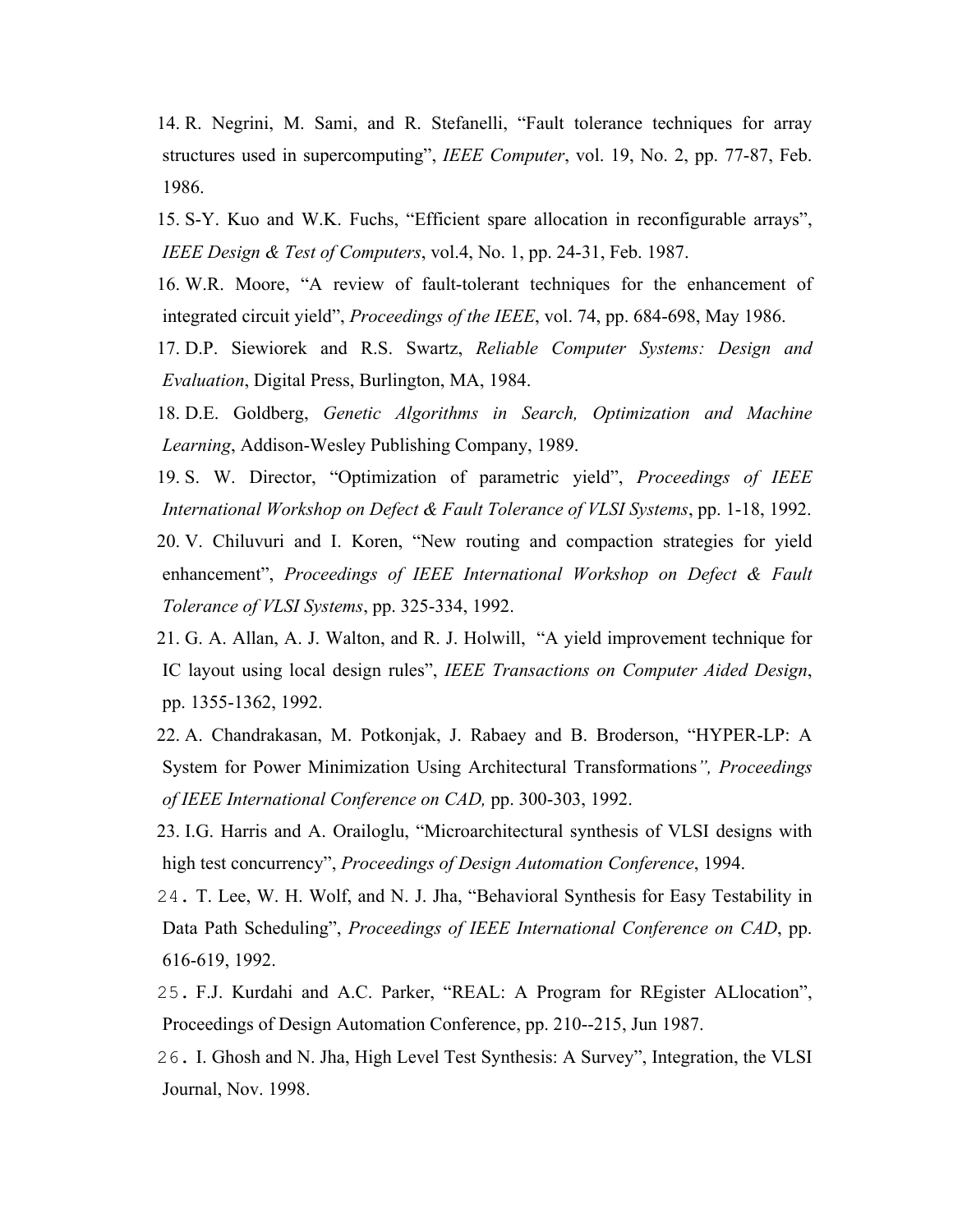14. R. Negrini, M. Sami, and R. Stefanelli, “Fault tolerance techniques for array structures used in supercomputing”, *IEEE Computer*, vol. 19, No. 2, pp. 77-87, Feb. 1986.
15. S-Y. Kuo and W.K. Fuchs, “Efficient spare allocation in reconfigurable arrays”, *IEEE Design & Test of Computers*, vol.4, No. 1, pp. 24-31, Feb. 1987.
16. W.R. Moore, “A review of fault-tolerant techniques for the enhancement of integrated circuit yield”, *Proceedings of the IEEE*, vol. 74, pp. 684-698, May 1986.
17. D.P. Siewiorek and R.S. Swartz, *Reliable Computer Systems: Design and Evaluation*, Digital Press, Burlington, MA, 1984.
18. D.E. Goldberg, *Genetic Algorithms in Search, Optimization and Machine Learning*, Addison-Wesley Publishing Company, 1989.
19. S. W. Director, “Optimization of parametric yield”, *Proceedings of IEEE International Workshop on Defect & Fault Tolerance of VLSI Systems*, pp. 1-18, 1992.
20. V. Chiluvuri and I. Koren, “New routing and compaction strategies for yield enhancement”, *Proceedings of IEEE International Workshop on Defect & Fault Tolerance of VLSI Systems*, pp. 325-334, 1992.
21. G. A. Allan, A. J. Walton, and R. J. Holwill, “A yield improvement technique for IC layout using local design rules”, *IEEE Transactions on Computer Aided Design*, pp. 1355-1362, 1992.
22. A. Chandrakasan, M. Potkonjak, J. Rabaey and B. Broderson, “HYPER-LP: A System for Power Minimization Using Architectural Transformations*”, Proceedings of IEEE International Conference on CAD,* pp. 300-303, 1992.
23. I.G. Harris and A. Orailoglu, “Microarchitectural synthesis of VLSI designs with high test concurrency”, *Proceedings of Design Automation Conference*, 1994.
24. T. Lee, W. H. Wolf, and N. J. Jha, “Behavioral Synthesis for Easy Testability in Data Path Scheduling”, *Proceedings of IEEE International Conference on CAD*, pp. 616-619, 1992.
25. F.J. Kurdahi and A.C. Parker, “REAL: A Program for REgister ALlocation”, Proceedings of Design Automation Conference, pp. 210--215, Jun 1987.
26. I. Ghosh and N. Jha, High Level Test Synthesis: A Survey”, Integration, the VLSI Journal, Nov. 1998.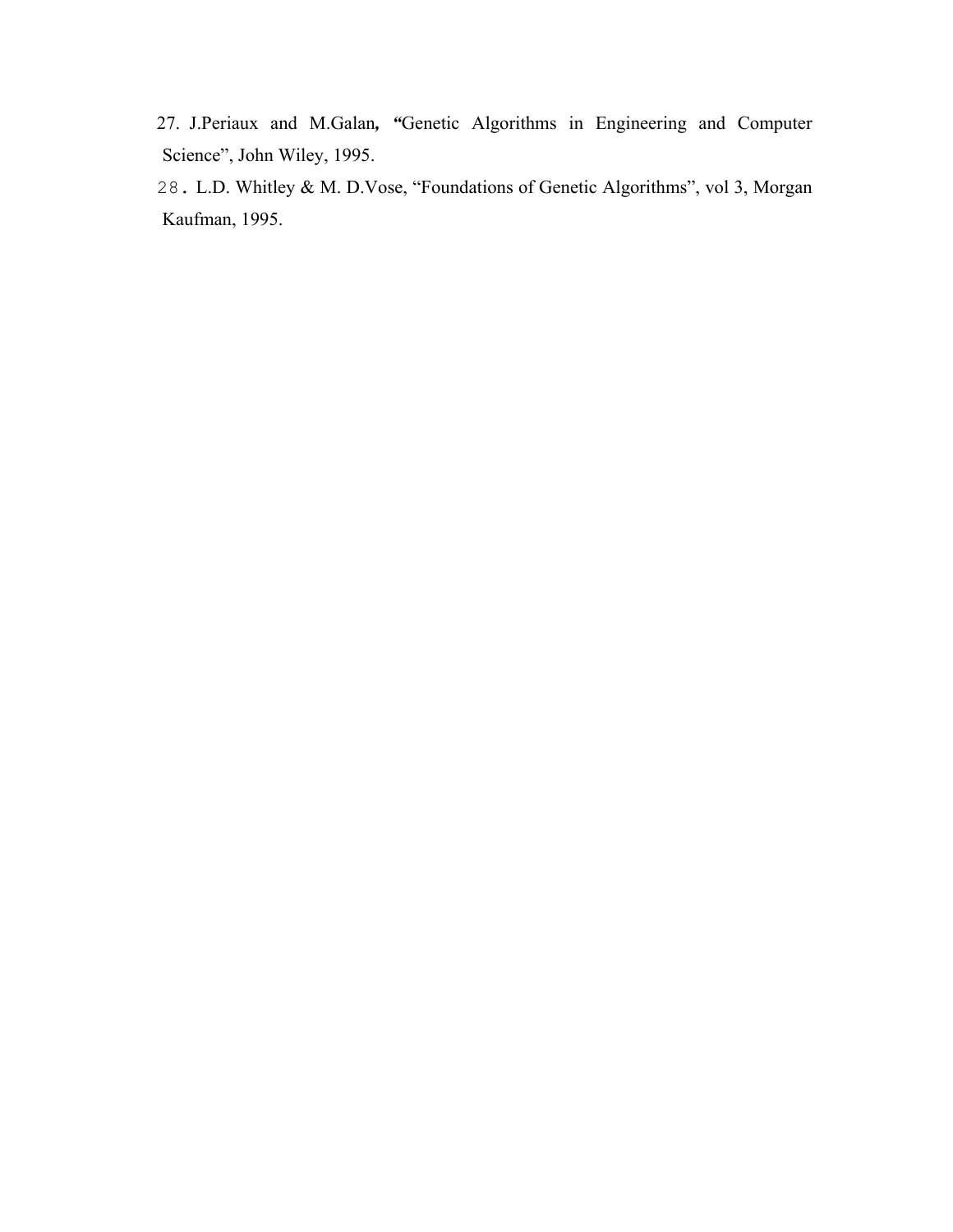27. J.Periaux and M.Galan, "Genetic Algorithms in Engineering and Computer Science", John Wiley, 1995.
28. L.D. Whitley & M. D.Vose, "Foundations of Genetic Algorithms", vol 3, Morgan Kaufman, 1995.